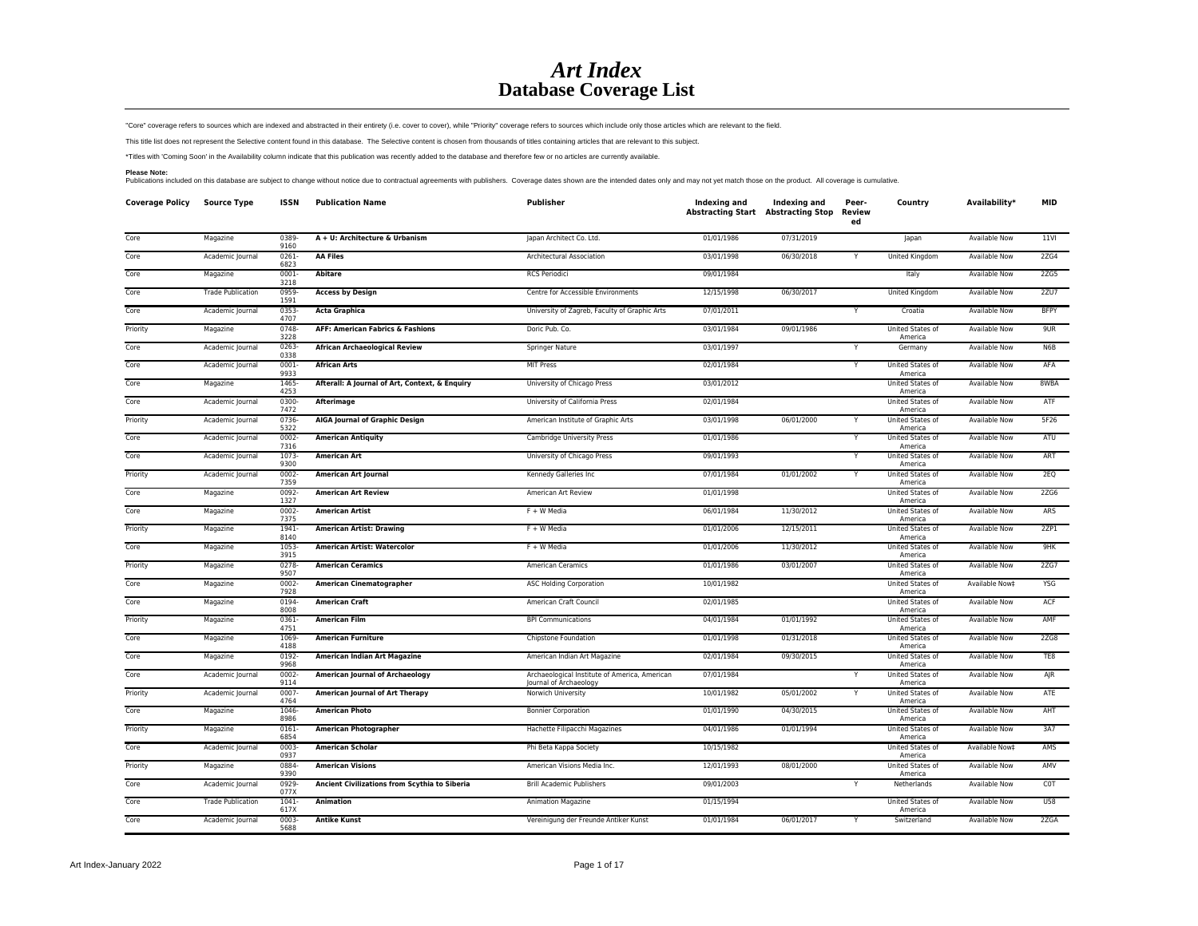# *Art Index*
# Database Coverage List

"Core" coverage refers to sources which are indexed and abstracted in their entirety (i.e. cover to cover), while "Priority" coverage refers to sources which include only those articles which are relevant to the field.

This title list does not represent the Selective content found in this database. The Selective content is chosen from thousands of titles containing articles that are relevant to this subject.

*Titles with 'Coming Soon' in the Availability column indicate that this publication was recently added to the database and therefore few or no articles are currently available.

**Please Note:**
Publications included on this database are subject to change without notice due to contractual agreements with publishers. Coverage dates shown are the intended dates only and may not yet match those on the product. All coverage is cumulative.

| Coverage Policy | Source Type | ISSN | Publication Name | Publisher | Indexing and Abstracting Start | Indexing and Abstracting Stop | Peer-Reviewed | Country | Availability* | MID |
|---|---|---|---|---|---|---|---|---|---|---|
| Core | Magazine | 0389-9160 | **A + U: Architecture & Urbanism** | Japan Architect Co. Ltd. | 01/01/1986 | 07/31/2019 | | Japan | Available Now | 11VI |
| Core | Academic Journal | 0261-6823 | **AA Files** | Architectural Association | 03/01/1998 | 06/30/2018 | Y | United Kingdom | Available Now | 2ZG4 |
| Core | Magazine | 0001-3218 | **Abitare** | RCS Periodici | 09/01/1984 | | | Italy | Available Now | 2ZG5 |
| Core | Trade Publication | 0959-1591 | **Access by Design** | Centre for Accessible Environments | 12/15/1998 | 06/30/2017 | | United Kingdom | Available Now | 2ZU7 |
| Core | Academic Journal | 0353-4707 | **Acta Graphica** | University of Zagreb, Faculty of Graphic Arts | 07/01/2011 | | Y | Croatia | Available Now | BFPY |
| Priority | Magazine | 0748-3228 | **AFF: American Fabrics & Fashions** | Doric Pub. Co. | 03/01/1984 | 09/01/1986 | | United States of America | Available Now | 9UR |
| Core | Academic Journal | 0263-0338 | **African Archaeological Review** | Springer Nature | 03/01/1997 | | Y | Germany | Available Now | N6B |
| Core | Academic Journal | 0001-9933 | **African Arts** | MIT Press | 02/01/1984 | | Y | United States of America | Available Now | AFA |
| Core | Magazine | 1465-4253 | **Afterall: A Journal of Art, Context, & Enquiry** | University of Chicago Press | 03/01/2012 | | | United States of America | Available Now | 8WBA |
| Core | Academic Journal | 0300-7472 | **Afterimage** | University of California Press | 02/01/1984 | | | United States of America | Available Now | ATF |
| Priority | Academic Journal | 0736-5322 | **AIGA Journal of Graphic Design** | American Institute of Graphic Arts | 03/01/1998 | 06/01/2000 | Y | United States of America | Available Now | 5F26 |
| Core | Academic Journal | 0002-7316 | **American Antiquity** | Cambridge University Press | 01/01/1986 | | Y | United States of America | Available Now | ATU |
| Core | Academic Journal | 1073-9300 | **American Art** | University of Chicago Press | 09/01/1993 | | Y | United States of America | Available Now | ART |
| Priority | Academic Journal | 0002-7359 | **American Art Journal** | Kennedy Galleries Inc | 07/01/1984 | 01/01/2002 | Y | United States of America | Available Now | 2EQ |
| Core | Magazine | 0092-1327 | **American Art Review** | American Art Review | 01/01/1998 | | | United States of America | Available Now | 2ZG6 |
| Core | Magazine | 0002-7375 | **American Artist** | F + W Media | 06/01/1984 | 11/30/2012 | | United States of America | Available Now | ARS |
| Priority | Magazine | 1941-8140 | **American Artist: Drawing** | F + W Media | 01/01/2006 | 12/15/2011 | | United States of America | Available Now | 2ZP1 |
| Core | Magazine | 1053-3915 | **American Artist: Watercolor** | F + W Media | 01/01/2006 | 11/30/2012 | | United States of America | Available Now | 9HK |
| Priority | Magazine | 0278-9507 | **American Ceramics** | American Ceramics | 01/01/1986 | 03/01/2007 | | United States of America | Available Now | 2ZG7 |
| Core | Magazine | 0002-7928 | **American Cinematographer** | ASC Holding Corporation | 10/01/1982 | | | United States of America | Available Now‡ | YSG |
| Core | Magazine | 0194-8008 | **American Craft** | American Craft Council | 02/01/1985 | | | United States of America | Available Now | ACF |
| Priority | Magazine | 0361-4751 | **American Film** | BPI Communications | 04/01/1984 | 01/01/1992 | | United States of America | Available Now | AMF |
| Core | Magazine | 1069-4188 | **American Furniture** | Chipstone Foundation | 01/01/1998 | 01/31/2018 | | United States of America | Available Now | 2ZG8 |
| Core | Magazine | 0192-9968 | **American Indian Art Magazine** | American Indian Art Magazine | 02/01/1984 | 09/30/2015 | | United States of America | Available Now | TE8 |
| Core | Academic Journal | 0002-9114 | **American Journal of Archaeology** | Archaeological Institute of America, American Journal of Archaeology | 07/01/1984 | | Y | United States of America | Available Now | AJR |
| Priority | Academic Journal | 0007-4764 | **American Journal of Art Therapy** | Norwich University | 10/01/1982 | 05/01/2002 | Y | United States of America | Available Now | ATE |
| Core | Magazine | 1046-8986 | **American Photo** | Bonnier Corporation | 01/01/1990 | 04/30/2015 | | United States of America | Available Now | AHT |
| Priority | Magazine | 0161-6854 | **American Photographer** | Hachette Filipacchi Magazines | 04/01/1986 | 01/01/1994 | | United States of America | Available Now | 3A7 |
| Core | Academic Journal | 0003-0937 | **American Scholar** | Phi Beta Kappa Society | 10/15/1982 | | | United States of America | Available Now‡ | AMS |
| Priority | Magazine | 0884-9390 | **American Visions** | American Visions Media Inc. | 12/01/1993 | 08/01/2000 | | United States of America | Available Now | AMV |
| Core | Academic Journal | 0929-077X | **Ancient Civilizations from Scythia to Siberia** | Brill Academic Publishers | 09/01/2003 | | Y | Netherlands | Available Now | C0T |
| Core | Trade Publication | 1041-617X | **Animation** | Animation Magazine | 01/15/1994 | | | United States of America | Available Now | U58 |
| Core | Academic Journal | 0003-5688 | **Antike Kunst** | Vereinigung der Freunde Antiker Kunst | 01/01/1984 | 06/01/2017 | Y | Switzerland | Available Now | 2ZGA |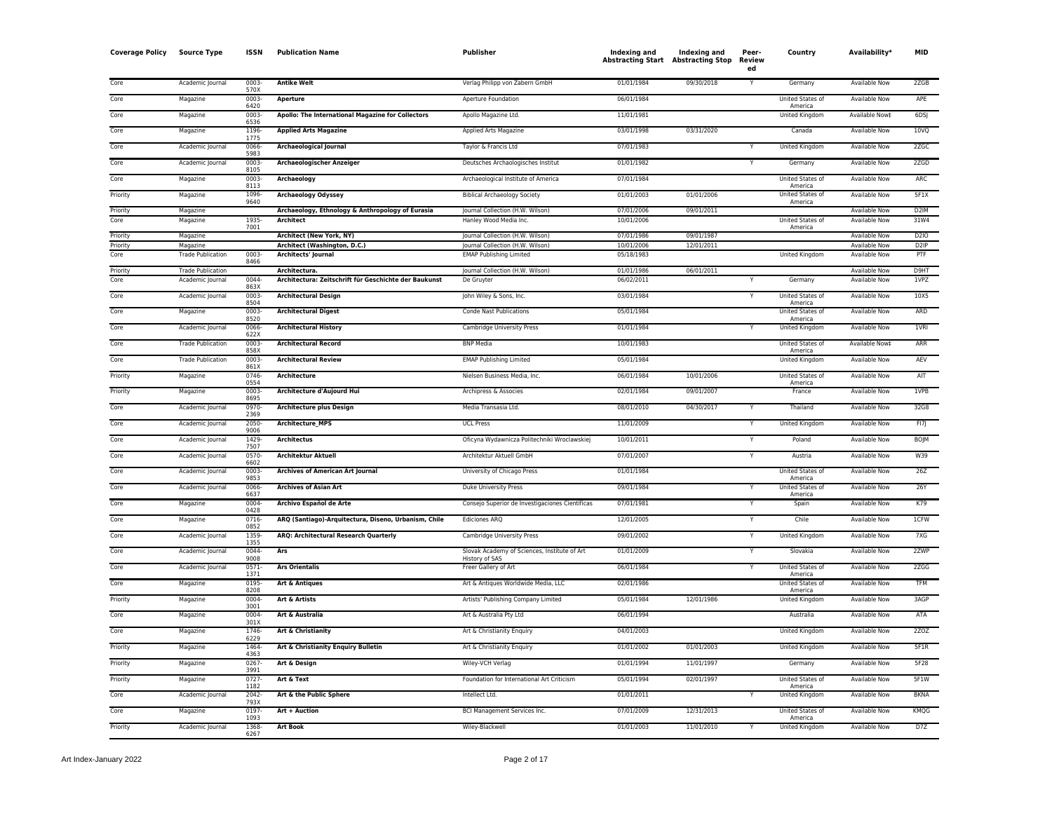| Coverage Policy | Source Type | ISSN | Publication Name | Publisher | Indexing and Abstracting Start | Indexing and Abstracting Stop | Peer-Reviewed | Country | Availability* | MID |
|---|---|---|---|---|---|---|---|---|---|---|
| Core | Academic Journal | 0003-570X | **Antike Welt** | Verlag Philipp von Zabern GmbH | 01/01/1984 | 09/30/2018 | Y | Germany | Available Now | 2ZGB |
| Core | Magazine | 0003-6420 | **Aperture** | Aperture Foundation | 06/01/1984 | | | United States of America | Available Now | APE |
| Core | Magazine | 0003-6536 | **Apollo: The International Magazine for Collectors** | Apollo Magazine Ltd. | 11/01/1981 | | | United Kingdom | Available Now‡ | 6DSJ |
| Core | Magazine | 1196-1775 | **Applied Arts Magazine** | Applied Arts Magazine | 03/01/1998 | 03/31/2020 | | Canada | Available Now | 10VQ |
| Core | Academic Journal | 0066-5983 | **Archaeological Journal** | Taylor & Francis Ltd | 07/01/1983 | | Y | United Kingdom | Available Now | 2ZGC |
| Core | Academic Journal | 0003-8105 | **Archaeologischer Anzeiger** | Deutsches Archaologisches Institut | 01/01/1982 | | Y | Germany | Available Now | 2ZGD |
| Core | Magazine | 0003-8113 | **Archaeology** | Archaeological Institute of America | 07/01/1984 | | | United States of America | Available Now | ARC |
| Priority | Magazine | 1096-9640 | **Archaeology Odyssey** | Biblical Archaeology Society | 01/01/2003 | 01/01/2006 | | United States of America | Available Now | 5F1X |
| Priority | Magazine | | **Archaeology, Ethnology & Anthropology of Eurasia** | Journal Collection (H.W. Wilson) | 07/01/2006 | 09/01/2011 | | | Available Now | D2IM |
| Core | Magazine | 1935-7001 | **Architect** | Hanley Wood Media Inc. | 10/01/2006 | | | United States of America | Available Now | 31W4 |
| Priority | Magazine | | **Architect (New York, NY)** | Journal Collection (H.W. Wilson) | 07/01/1986 | 09/01/1987 | | | Available Now | D2IO |
| Priority | Magazine | | **Architect (Washington, D.C.)** | Journal Collection (H.W. Wilson) | 10/01/2006 | 12/01/2011 | | | Available Now | D2IP |
| Core | Trade Publication | 0003-8466 | **Architects' Journal** | EMAP Publishing Limited | 05/18/1983 | | | United Kingdom | Available Now | PTF |
| Priority | Trade Publication | | **Architectura.** | Journal Collection (H.W. Wilson) | 01/01/1986 | 06/01/2011 | | | Available Now | D9HT |
| Core | Academic Journal | 0044-863X | **Architectura: Zeitschrift für Geschichte der Baukunst** | De Gruyter | 06/02/2011 | | Y | Germany | Available Now | 1VPZ |
| Core | Academic Journal | 0003-8504 | **Architectural Design** | John Wiley & Sons, Inc. | 03/01/1984 | | Y | United States of America | Available Now | 10X5 |
| Core | Magazine | 0003-8520 | **Architectural Digest** | Conde Nast Publications | 05/01/1984 | | | United States of America | Available Now | ARD |
| Core | Academic Journal | 0066-622X | **Architectural History** | Cambridge University Press | 01/01/1984 | | Y | United Kingdom | Available Now | 1VRI |
| Core | Trade Publication | 0003-858X | **Architectural Record** | BNP Media | 10/01/1983 | | | United States of America | Available Now‡ | ARR |
| Core | Trade Publication | 0003-861X | **Architectural Review** | EMAP Publishing Limited | 05/01/1984 | | | United Kingdom | Available Now | AEV |
| Priority | Magazine | 0746-0554 | **Architecture** | Nielsen Business Media, Inc. | 06/01/1984 | 10/01/2006 | | United States of America | Available Now | AIT |
| Priority | Magazine | 0003-8695 | **Architecture d'Aujourd Hui** | Archipress & Associes | 02/01/1984 | 09/01/2007 | | France | Available Now | 1VPB |
| Core | Academic Journal | 0970-2369 | **Architecture plus Design** | Media Transasia Ltd. | 08/01/2010 | 04/30/2017 | Y | Thailand | Available Now | 32G8 |
| Core | Academic Journal | 2050-9006 | **Architecture_MPS** | UCL Press | 11/01/2009 | | Y | United Kingdom | Available Now | FI7J |
| Core | Academic Journal | 1429-7507 | **Architectus** | Oficyna Wydawnicza Politechniki Wroclawskiej | 10/01/2011 | | Y | Poland | Available Now | BOJM |
| Core | Academic Journal | 0570-6602 | **Architektur Aktuell** | Architektur Aktuell GmbH | 07/01/2007 | | Y | Austria | Available Now | W39 |
| Core | Academic Journal | 0003-9853 | **Archives of American Art Journal** | University of Chicago Press | 01/01/1984 | | | United States of America | Available Now | 26Z |
| Core | Academic Journal | 0066-6637 | **Archives of Asian Art** | Duke University Press | 09/01/1984 | | Y | United States of America | Available Now | 26Y |
| Core | Magazine | 0004-0428 | **Archivo Español de Arte** | Consejo Superior de Investigaciones Cientificas | 07/01/1981 | | Y | Spain | Available Now | K79 |
| Core | Magazine | 0716-0852 | **ARQ (Santiago)-Arquitectura, Diseno, Urbanism, Chile** | Ediciones ARQ | 12/01/2005 | | Y | Chile | Available Now | 1CFW |
| Core | Academic Journal | 1359-1355 | **ARQ: Architectural Research Quarterly** | Cambridge University Press | 09/01/2002 | | Y | United Kingdom | Available Now | 7XG |
| Core | Academic Journal | 0044-9008 | **Ars** | Slovak Academy of Sciences, Institute of Art History of SAS | 01/01/2009 | | Y | Slovakia | Available Now | 2ZWP |
| Core | Academic Journal | 0571-1371 | **Ars Orientalis** | Freer Gallery of Art | 06/01/1984 | | Y | United States of America | Available Now | 2ZGG |
| Core | Magazine | 0195-8208 | **Art & Antiques** | Art & Antiques Worldwide Media, LLC | 02/01/1986 | | | United States of America | Available Now | TFM |
| Priority | Magazine | 0004-3001 | **Art & Artists** | Artists' Publishing Company Limited | 05/01/1984 | 12/01/1986 | | United Kingdom | Available Now | 3AGP |
| Core | Magazine | 0004-301X | **Art & Australia** | Art & Australia Pty Ltd | 06/01/1994 | | | Australia | Available Now | ATA |
| Core | Magazine | 1746-6229 | **Art & Christianity** | Art & Christianity Enquiry | 04/01/2003 | | | United Kingdom | Available Now | 2ZOZ |
| Priority | Magazine | 1464-4363 | **Art & Christianity Enquiry Bulletin** | Art & Christianity Enquiry | 01/01/2002 | 01/01/2003 | | United Kingdom | Available Now | 5F1R |
| Priority | Magazine | 0267-3991 | **Art & Design** | Wiley-VCH Verlag | 01/01/1994 | 11/01/1997 | | Germany | Available Now | 5F28 |
| Priority | Magazine | 0727-1182 | **Art & Text** | Foundation for International Art Criticism | 05/01/1994 | 02/01/1997 | | United States of America | Available Now | 5F1W |
| Core | Academic Journal | 2042-793X | **Art & the Public Sphere** | Intellect Ltd. | 01/01/2011 | | Y | United Kingdom | Available Now | BKNA |
| Core | Magazine | 0197-1093 | **Art + Auction** | BCI Management Services Inc. | 07/01/2009 | 12/31/2013 | | United States of America | Available Now | KMQG |
| Priority | Academic Journal | 1368-6267 | **Art Book** | Wiley-Blackwell | 01/01/2003 | 11/01/2010 | Y | United Kingdom | Available Now | D7Z |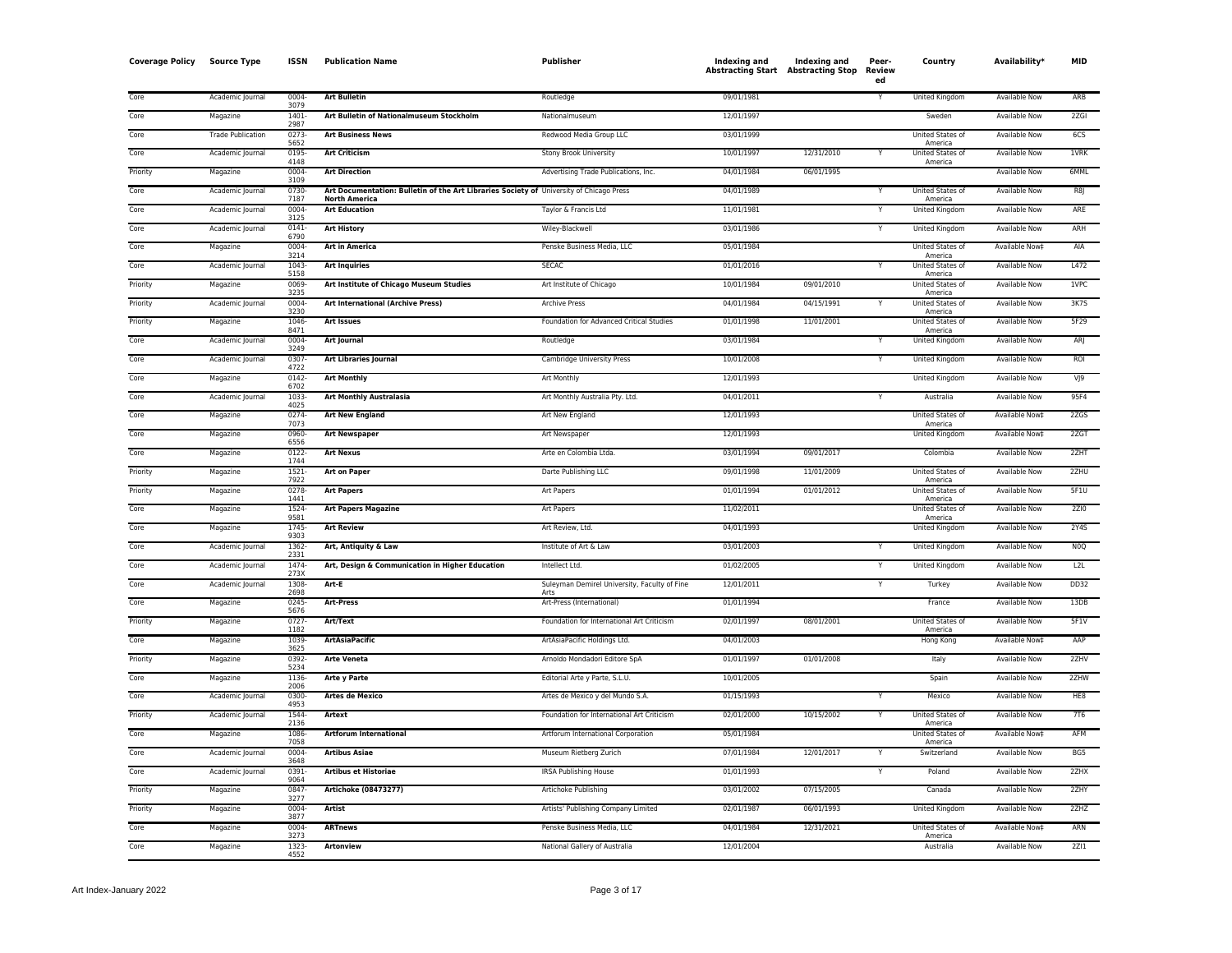| Coverage Policy | Source Type | ISSN | Publication Name | Publisher | Indexing and Abstracting Start | Indexing and Abstracting Stop | Peer-Reviewed | Country | Availability* | MID |
|---|---|---|---|---|---|---|---|---|---|---|
| Core | Academic Journal | 0004-3079 | **Art Bulletin** | Routledge | 09/01/1981 | | Y | United Kingdom | Available Now | ARB |
| Core | Magazine | 1401-2987 | **Art Bulletin of Nationalmuseum Stockholm** | Nationalmuseum | 12/01/1997 | | | Sweden | Available Now | 2ZGI |
| Core | Trade Publication | 0273-5652 | **Art Business News** | Redwood Media Group LLC | 03/01/1999 | | | United States of America | Available Now | 6CS |
| Core | Academic Journal | 0195-4148 | **Art Criticism** | Stony Brook University | 10/01/1997 | 12/31/2010 | Y | United States of America | Available Now | 1VRK |
| Priority | Magazine | 0004-3109 | **Art Direction** | Advertising Trade Publications, Inc. | 04/01/1984 | 06/01/1995 | | | Available Now | 6MML |
| Core | Academic Journal | 0730-7187 | **Art Documentation: Bulletin of the Art Libraries Society of North America** | University of Chicago Press | 04/01/1989 | | Y | United States of America | Available Now | R8J |
| Core | Academic Journal | 0004-3125 | **Art Education** | Taylor & Francis Ltd | 11/01/1981 | | Y | United Kingdom | Available Now | ARE |
| Core | Academic Journal | 0141-6790 | **Art History** | Wiley-Blackwell | 03/01/1986 | | Y | United Kingdom | Available Now | ARH |
| Core | Magazine | 0004-3214 | **Art in America** | Penske Business Media, LLC | 05/01/1984 | | | United States of America | Available Now‡ | AIA |
| Core | Academic Journal | 1043-5158 | **Art Inquiries** | SECAC | 01/01/2016 | | Y | United States of America | Available Now | L472 |
| Priority | Magazine | 0069-3235 | **Art Institute of Chicago Museum Studies** | Art Institute of Chicago | 10/01/1984 | 09/01/2010 | | United States of America | Available Now | 1VPC |
| Priority | Academic Journal | 0004-3230 | **Art International (Archive Press)** | Archive Press | 04/01/1984 | 04/15/1991 | Y | United States of America | Available Now | 3K7S |
| Priority | Magazine | 1046-8471 | **Art Issues** | Foundation for Advanced Critical Studies | 01/01/1998 | 11/01/2001 | | United States of America | Available Now | 5F29 |
| Core | Academic Journal | 0004-3249 | **Art Journal** | Routledge | 03/01/1984 | | Y | United Kingdom | Available Now | ARJ |
| Core | Academic Journal | 0307-4722 | **Art Libraries Journal** | Cambridge University Press | 10/01/2008 | | Y | United Kingdom | Available Now | ROI |
| Core | Magazine | 0142-6702 | **Art Monthly** | Art Monthly | 12/01/1993 | | | United Kingdom | Available Now | VJ9 |
| Core | Academic Journal | 1033-4025 | **Art Monthly Australasia** | Art Monthly Australia Pty. Ltd. | 04/01/2011 | | Y | Australia | Available Now | 95F4 |
| Core | Magazine | 0274-7073 | **Art New England** | Art New England | 12/01/1993 | | | United States of America | Available Now‡ | 2ZGS |
| Core | Magazine | 0960-6556 | **Art Newspaper** | Art Newspaper | 12/01/1993 | | | United Kingdom | Available Now‡ | 2ZGT |
| Core | Magazine | 0122-1744 | **Art Nexus** | Arte en Colombia Ltda. | 03/01/1994 | 09/01/2017 | | Colombia | Available Now | 2ZHT |
| Priority | Magazine | 1521-7922 | **Art on Paper** | Darte Publishing LLC | 09/01/1998 | 11/01/2009 | | United States of America | Available Now | 2ZHU |
| Priority | Magazine | 0278-1441 | **Art Papers** | Art Papers | 01/01/1994 | 01/01/2012 | | United States of America | Available Now | 5F1U |
| Core | Magazine | 1524-9581 | **Art Papers Magazine** | Art Papers | 11/02/2011 | | | United States of America | Available Now | 2ZI0 |
| Core | Magazine | 1745-9303 | **Art Review** | Art Review, Ltd. | 04/01/1993 | | | United Kingdom | Available Now | 2Y4S |
| Core | Academic Journal | 1362-2331 | **Art, Antiquity & Law** | Institute of Art & Law | 03/01/2003 | | Y | United Kingdom | Available Now | N0Q |
| Core | Academic Journal | 1474-273X | **Art, Design & Communication in Higher Education** | Intellect Ltd. | 01/02/2005 | | Y | United Kingdom | Available Now | L2L |
| Core | Academic Journal | 1308-2698 | **Art-E** | Suleyman Demirel University, Faculty of Fine Arts | 12/01/2011 | | Y | Turkey | Available Now | DD32 |
| Core | Magazine | 0245-5676 | **Art-Press** | Art-Press (International) | 01/01/1994 | | | France | Available Now | 13DB |
| Priority | Magazine | 0727-1182 | **Art/Text** | Foundation for International Art Criticism | 02/01/1997 | 08/01/2001 | | United States of America | Available Now | 5F1V |
| Core | Magazine | 1039-3625 | **ArtAsiaPacific** | ArtAsiaPacific Holdings Ltd. | 04/01/2003 | | | Hong Kong | Available Now‡ | AAP |
| Priority | Magazine | 0392-5234 | **Arte Veneta** | Arnoldo Mondadori Editore SpA | 01/01/1997 | 01/01/2008 | | Italy | Available Now | 2ZHV |
| Core | Magazine | 1136-2006 | **Arte y Parte** | Editorial Arte y Parte, S.L.U. | 10/01/2005 | | | Spain | Available Now | 2ZHW |
| Core | Academic Journal | 0300-4953 | **Artes de Mexico** | Artes de Mexico y del Mundo S.A. | 01/15/1993 | | Y | Mexico | Available Now | HE8 |
| Priority | Academic Journal | 1544-2136 | **Artext** | Foundation for International Art Criticism | 02/01/2000 | 10/15/2002 | Y | United States of America | Available Now | 7T6 |
| Core | Magazine | 1086-7058 | **Artforum International** | Artforum International Corporation | 05/01/1984 | | | United States of America | Available Now‡ | AFM |
| Core | Academic Journal | 0004-3648 | **Artibus Asiae** | Museum Rietberg Zurich | 07/01/1984 | 12/01/2017 | Y | Switzerland | Available Now | BG5 |
| Core | Academic Journal | 0391-9064 | **Artibus et Historiae** | IRSA Publishing House | 01/01/1993 | | Y | Poland | Available Now | 2ZHX |
| Priority | Magazine | 0847-3277 | **Artichoke (08473277)** | Artichoke Publishing | 03/01/2002 | 07/15/2005 | | Canada | Available Now | 2ZHY |
| Priority | Magazine | 0004-3877 | **Artist** | Artists' Publishing Company Limited | 02/01/1987 | 06/01/1993 | | United Kingdom | Available Now | 2ZHZ |
| Core | Magazine | 0004-3273 | **ARTnews** | Penske Business Media, LLC | 04/01/1984 | 12/31/2021 | | United States of America | Available Now‡ | ARN |
| Core | Magazine | 1323-4552 | **Artonview** | National Gallery of Australia | 12/01/2004 | | | Australia | Available Now | 2ZI1 |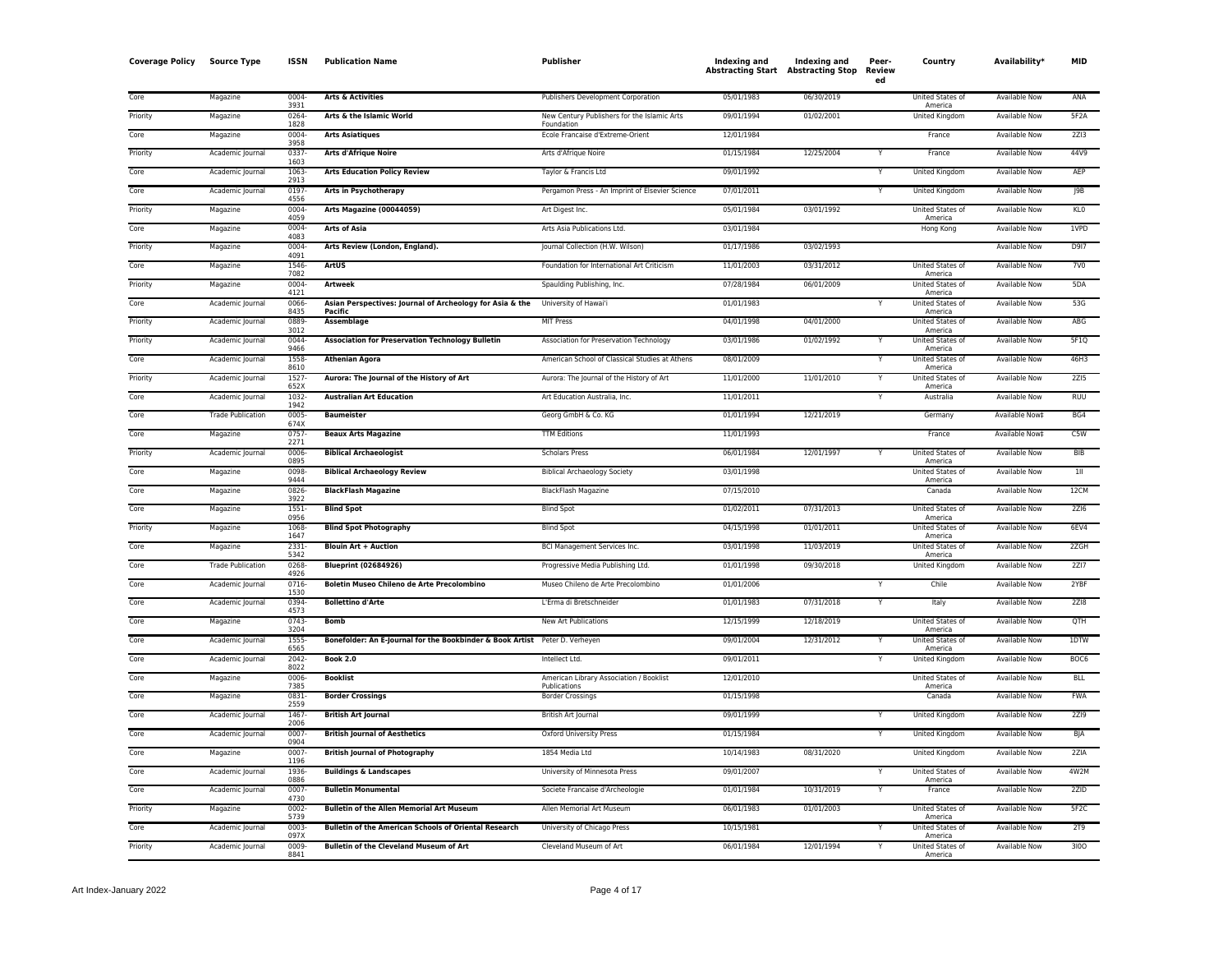| Coverage Policy | Source Type | ISSN | Publication Name | Publisher | Indexing and Abstracting Start | Indexing and Abstracting Stop | Peer-Reviewed | Country | Availability* | MID |
|---|---|---|---|---|---|---|---|---|---|---|
| Core | Magazine | 0004-3931 | **Arts & Activities** | Publishers Development Corporation | 05/01/1983 | 06/30/2019 | | United States of America | Available Now | ANA |
| Priority | Magazine | 0264-1828 | **Arts & the Islamic World** | New Century Publishers for the Islamic Arts Foundation | 09/01/1994 | 01/02/2001 | | United Kingdom | Available Now | 5F2A |
| Core | Magazine | 0004-3958 | **Arts Asiatiques** | Ecole Francaise d'Extreme-Orient | 12/01/1984 | | | France | Available Now | 2ZI3 |
| Priority | Academic Journal | 0337-1603 | **Arts d'Afrique Noire** | Arts d'Afrique Noire | 01/15/1984 | 12/25/2004 | Y | France | Available Now | 44V9 |
| Core | Academic Journal | 1063-2913 | **Arts Education Policy Review** | Taylor & Francis Ltd | 09/01/1992 | | Y | United Kingdom | Available Now | AEP |
| Core | Academic Journal | 0197-4556 | **Arts in Psychotherapy** | Pergamon Press - An Imprint of Elsevier Science | 07/01/2011 | | Y | United Kingdom | Available Now | J9B |
| Priority | Magazine | 0004-4059 | **Arts Magazine (00044059)** | Art Digest Inc. | 05/01/1984 | 03/01/1992 | | United States of America | Available Now | KL0 |
| Core | Magazine | 0004-4083 | **Arts of Asia** | Arts Asia Publications Ltd. | 03/01/1984 | | | Hong Kong | Available Now | 1VPD |
| Priority | Magazine | 0004-4091 | **Arts Review (London, England).** | Journal Collection (H.W. Wilson) | 01/17/1986 | 03/02/1993 | | | Available Now | D9I7 |
| Core | Magazine | 1546-7082 | **ArtUS** | Foundation for International Art Criticism | 11/01/2003 | 03/31/2012 | | United States of America | Available Now | 7V0 |
| Priority | Magazine | 0004-4121 | **Artweek** | Spaulding Publishing, Inc. | 07/28/1984 | 06/01/2009 | | United States of America | Available Now | 5DA |
| Core | Academic Journal | 0066-8435 | **Asian Perspectives: Journal of Archeology for Asia & the Pacific** | University of Hawai'i | 01/01/1983 | | Y | United States of America | Available Now | 53G |
| Priority | Academic Journal | 0889-3012 | **Assemblage** | MIT Press | 04/01/1998 | 04/01/2000 | | United States of America | Available Now | ABG |
| Priority | Academic Journal | 0044-9466 | **Association for Preservation Technology Bulletin** | Association for Preservation Technology | 03/01/1986 | 01/02/1992 | Y | United States of America | Available Now | 5F1Q |
| Core | Academic Journal | 1558-8610 | **Athenian Agora** | American School of Classical Studies at Athens | 08/01/2009 | | Y | United States of America | Available Now | 46H3 |
| Priority | Academic Journal | 1527-652X | **Aurora: The Journal of the History of Art** | Aurora: The Journal of the History of Art | 11/01/2000 | 11/01/2010 | Y | United States of America | Available Now | 2ZI5 |
| Core | Academic Journal | 1032-1942 | **Australian Art Education** | Art Education Australia, Inc. | 11/01/2011 | | Y | Australia | Available Now | RUU |
| Core | Trade Publication | 0005-674X | **Baumeister** | Georg GmbH & Co. KG | 01/01/1994 | 12/21/2019 | | Germany | Available Now‡ | BG4 |
| Core | Magazine | 0757-2271 | **Beaux Arts Magazine** | TTM Editions | 11/01/1993 | | | France | Available Now‡ | C5W |
| Priority | Academic Journal | 0006-0895 | **Biblical Archaeologist** | Scholars Press | 06/01/1984 | 12/01/1997 | Y | United States of America | Available Now | BIB |
| Core | Magazine | 0098-9444 | **Biblical Archaeology Review** | Biblical Archaeology Society | 03/01/1998 | | | United States of America | Available Now | 1II |
| Core | Magazine | 0826-3922 | **BlackFlash Magazine** | BlackFlash Magazine | 07/15/2010 | | | Canada | Available Now | 12CM |
| Core | Magazine | 1551-0956 | **Blind Spot** | Blind Spot | 01/02/2011 | 07/31/2013 | | United States of America | Available Now | 2ZI6 |
| Priority | Magazine | 1068-1647 | **Blind Spot Photography** | Blind Spot | 04/15/1998 | 01/01/2011 | | United States of America | Available Now | 6EV4 |
| Core | Magazine | 2331-5342 | **Blouin Art + Auction** | BCI Management Services Inc. | 03/01/1998 | 11/03/2019 | | United States of America | Available Now | 2ZGH |
| Core | Trade Publication | 0268-4926 | **Blueprint (02684926)** | Progressive Media Publishing Ltd. | 01/01/1998 | 09/30/2018 | | United Kingdom | Available Now | 2ZI7 |
| Core | Academic Journal | 0716-1530 | **Boletin Museo Chileno de Arte Precolombino** | Museo Chileno de Arte Precolombino | 01/01/2006 | | Y | Chile | Available Now | 2YBF |
| Core | Academic Journal | 0394-4573 | **Bollettino d'Arte** | L'Erma di Bretschneider | 01/01/1983 | 07/31/2018 | Y | Italy | Available Now | 2ZI8 |
| Core | Magazine | 0743-3204 | **Bomb** | New Art Publications | 12/15/1999 | 12/18/2019 | | United States of America | Available Now | QTH |
| Core | Academic Journal | 1555-6565 | **Bonefolder: An E-Journal for the Bookbinder & Book Artist** | Peter D. Verheyen | 09/01/2004 | 12/31/2012 | Y | United States of America | Available Now | 1DTW |
| Core | Academic Journal | 2042-8022 | **Book 2.0** | Intellect Ltd. | 09/01/2011 | | Y | United Kingdom | Available Now | BOC6 |
| Core | Magazine | 0006-7385 | **Booklist** | American Library Association / Booklist Publications | 12/01/2010 | | | United States of America | Available Now | BLL |
| Core | Magazine | 0831-2559 | **Border Crossings** | Border Crossings | 01/15/1998 | | | Canada | Available Now | FWA |
| Core | Academic Journal | 1467-2006 | **British Art Journal** | British Art Journal | 09/01/1999 | | Y | United Kingdom | Available Now | 2ZI9 |
| Core | Academic Journal | 0007-0904 | **British Journal of Aesthetics** | Oxford University Press | 01/15/1984 | | Y | United Kingdom | Available Now | BJA |
| Core | Magazine | 0007-1196 | **British Journal of Photography** | 1854 Media Ltd | 10/14/1983 | 08/31/2020 | | United Kingdom | Available Now | 2ZIA |
| Core | Academic Journal | 1936-0886 | **Buildings & Landscapes** | University of Minnesota Press | 09/01/2007 | | Y | United States of America | Available Now | 4W2M |
| Core | Academic Journal | 0007-4730 | **Bulletin Monumental** | Societe Francaise d'Archeologie | 01/01/1984 | 10/31/2019 | Y | France | Available Now | 2ZID |
| Priority | Magazine | 0002-5739 | **Bulletin of the Allen Memorial Art Museum** | Allen Memorial Art Museum | 06/01/1983 | 01/01/2003 | | United States of America | Available Now | 5F2C |
| Core | Academic Journal | 0003-097X | **Bulletin of the American Schools of Oriental Research** | University of Chicago Press | 10/15/1981 | | Y | United States of America | Available Now | 2T9 |
| Priority | Academic Journal | 0009-8841 | **Bulletin of the Cleveland Museum of Art** | Cleveland Museum of Art | 06/01/1984 | 12/01/1994 | Y | United States of America | Available Now | 3I0O |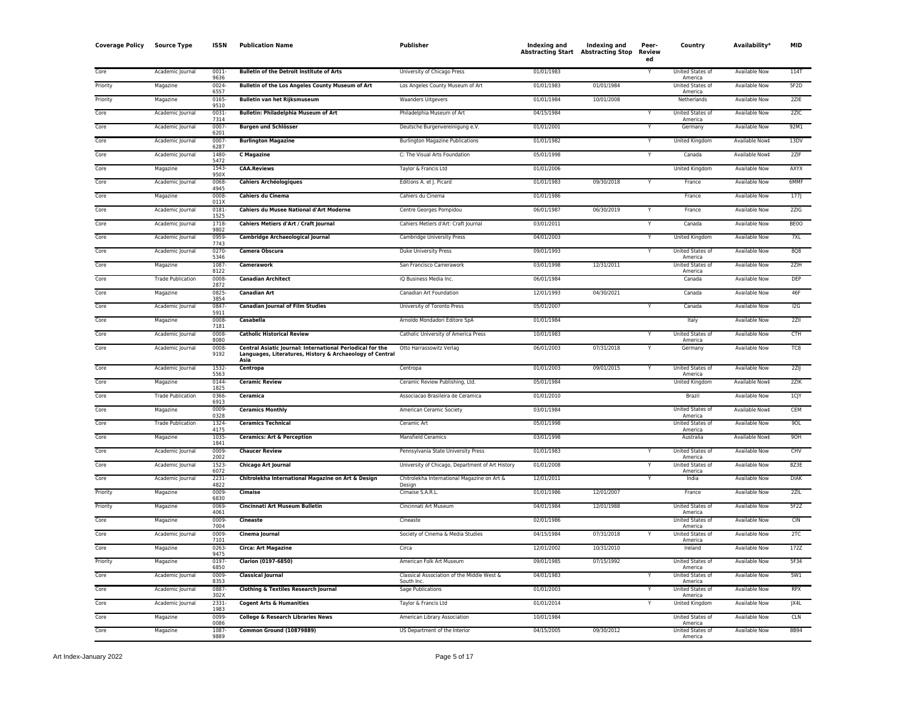| Coverage Policy | Source Type | ISSN | Publication Name | Publisher | Indexing and Abstracting Start | Indexing and Abstracting Stop | Peer-Reviewed | Country | Availability* | MID |
|---|---|---|---|---|---|---|---|---|---|---|
| Core | Academic Journal | 0011-9636 | **Bulletin of the Detroit Institute of Arts** | University of Chicago Press | 01/01/1983 | | Y | United States of America | Available Now | 114T |
| Priority | Magazine | 0024-6557 | **Bulletin of the Los Angeles County Museum of Art** | Los Angeles County Museum of Art | 01/01/1983 | 01/01/1984 | | United States of America | Available Now | 5F2D |
| Priority | Magazine | 0165-9510 | **Bulletin van het Rijksmuseum** | Waanders Uitgevers | 01/01/1984 | 10/01/2008 | | Netherlands | Available Now | 2ZIE |
| Core | Academic Journal | 0031-7314 | **Bulletin: Philadelphia Museum of Art** | Philadelphia Museum of Art | 04/15/1984 | | Y | United States of America | Available Now | 2ZIC |
| Core | Academic Journal | 0007-6201 | **Burgen und Schlösser** | Deutsche Burgenvereinigung e.V. | 01/01/2001 | | Y | Germany | Available Now | 92M1 |
| Core | Academic Journal | 0007-6287 | **Burlington Magazine** | Burlington Magazine Publications | 01/01/1982 | | Y | United Kingdom | Available Now‡ | 13DV |
| Core | Academic Journal | 1480-5472 | **C Magazine** | C: The Visual Arts Foundation | 05/01/1998 | | Y | Canada | Available Now‡ | 2ZIF |
| Core | Magazine | 1543-950X | **CAA.Reviews** | Taylor & Francis Ltd | 01/01/2006 | | | United Kingdom | Available Now | AXYX |
| Core | Academic Journal | 0068-4945 | **Cahiers Archéologiques** | Editions A. et J. Picard | 01/01/1983 | 09/30/2018 | Y | France | Available Now | 6MMF |
| Core | Magazine | 0008-011X | **Cahiers du Cinema** | Cahiers du Cinema | 01/01/1986 | | | France | Available Now | 177J |
| Core | Academic Journal | 0181-1525 | **Cahiers du Musee National d'Art Moderne** | Centre Georges Pompidou | 06/01/1987 | 06/30/2019 | Y | France | Available Now | 2ZIG |
| Core | Academic Journal | 1718-9802 | **Cahiers Metiers d'Art / Craft Journal** | Cahiers Metiers d'Art: Craft Journal | 03/01/2011 | | Y | Canada | Available Now | BE0O |
| Core | Academic Journal | 0959-7743 | **Cambridge Archaeological Journal** | Cambridge University Press | 04/01/2003 | | Y | United Kingdom | Available Now | 7XL |
| Core | Academic Journal | 0270-5346 | **Camera Obscura** | Duke University Press | 09/01/1993 | | Y | United States of America | Available Now | 8Q8 |
| Core | Magazine | 1087-8122 | **Camerawork** | San Francisco Camerawork | 03/01/1998 | 12/31/2011 | | United States of America | Available Now | 2ZIH |
| Core | Trade Publication | 0008-2872 | **Canadian Architect** | iQ Business Media Inc. | 06/01/1984 | | | Canada | Available Now | DEP |
| Core | Magazine | 0825-3854 | **Canadian Art** | Canadian Art Foundation | 12/01/1993 | 04/30/2021 | | Canada | Available Now | 46F |
| Core | Academic Journal | 0847-5911 | **Canadian Journal of Film Studies** | University of Toronto Press | 05/01/2007 | | Y | Canada | Available Now | I2G |
| Core | Magazine | 0008-7181 | **Casabella** | Arnoldo Mondadori Editore SpA | 01/01/1984 | | | Italy | Available Now | 2ZII |
| Core | Academic Journal | 0008-8080 | **Catholic Historical Review** | Catholic University of America Press | 10/01/1983 | | Y | United States of America | Available Now | CTH |
| Core | Academic Journal | 0008-9192 | **Central Asiatic Journal: International Periodical for the Languages, Literatures, History & Archaeology of Central Asia** | Otto Harrassowitz Verlag | 06/01/2003 | 07/31/2018 | Y | Germany | Available Now | TC8 |
| Core | Academic Journal | 1532-5563 | **Centropa** | Centropa | 01/01/2003 | 09/01/2015 | Y | United States of America | Available Now | 2ZIJ |
| Core | Magazine | 0144-1825 | **Ceramic Review** | Ceramic Review Publishing, Ltd. | 05/01/1984 | | | United Kingdom | Available Now‡ | 2ZIK |
| Core | Trade Publication | 0366-6913 | **Ceramica** | Associacao Brasileira de Ceramica | 01/01/2010 | | | Brazil | Available Now | 1CJY |
| Core | Magazine | 0009-0328 | **Ceramics Monthly** | American Ceramic Society | 03/01/1984 | | | United States of America | Available Now‡ | CEM |
| Core | Trade Publication | 1324-4175 | **Ceramics Technical** | Ceramic Art | 05/01/1998 | | | United States of America | Available Now | 9OL |
| Core | Magazine | 1035-1841 | **Ceramics: Art & Perception** | Mansfield Ceramics | 03/01/1998 | | | Australia | Available Now‡ | 9OH |
| Core | Academic Journal | 0009-2002 | **Chaucer Review** | Pennsylvania State University Press | 01/01/1983 | | Y | United States of America | Available Now | CHV |
| Core | Academic Journal | 1523-6072 | **Chicago Art Journal** | University of Chicago, Department of Art History | 01/01/2008 | | Y | United States of America | Available Now | 8Z3E |
| Core | Academic Journal | 2231-4822 | **Chitrolekha International Magazine on Art & Design** | Chitrolekha International Magazine on Art & Design | 12/01/2011 | | Y | India | Available Now | DIAK |
| Priority | Magazine | 0009-6830 | **Cimaise** | Cimaise S.A.R.L. | 01/01/1986 | 12/01/2007 | | France | Available Now | 2ZIL |
| Priority | Magazine | 0069-4061 | **Cincinnati Art Museum Bulletin** | Cincinnati Art Museum | 04/01/1984 | 12/01/1988 | | United States of America | Available Now | 5F2Z |
| Core | Magazine | 0009-7004 | **Cineaste** | Cineaste | 02/01/1986 | | | United States of America | Available Now | CIN |
| Core | Academic Journal | 0009-7101 | **Cinema Journal** | Society of Cinema & Media Studies | 04/15/1984 | 07/31/2018 | Y | United States of America | Available Now | 2TC |
| Core | Magazine | 0263-9475 | **Circa: Art Magazine** | Circa | 12/01/2002 | 10/31/2010 | | Ireland | Available Now | 172Z |
| Priority | Magazine | 0197-6850 | **Clarion (0197-6850)** | American Folk Art Museum | 09/01/1985 | 07/15/1992 | | United States of America | Available Now | 5F34 |
| Core | Academic Journal | 0009-8353 | **Classical Journal** | Classical Association of the Middle West & South Inc. | 04/01/1983 | | Y | United States of America | Available Now | 5W1 |
| Core | Academic Journal | 0887-302X | **Clothing & Textiles Research Journal** | Sage Publications | 01/01/2003 | | Y | United States of America | Available Now | RPX |
| Core | Academic Journal | 2331-1983 | **Cogent Arts & Humanities** | Taylor & Francis Ltd | 01/01/2014 | | Y | United Kingdom | Available Now | JX4L |
| Core | Magazine | 0099-0086 | **College & Research Libraries News** | American Library Association | 10/01/1984 | | | United States of America | Available Now | CLN |
| Core | Magazine | 1087-9889 | **Common Ground (10879889)** | US Department of the Interior | 04/15/2005 | 09/30/2012 | | United States of America | Available Now | 8B94 |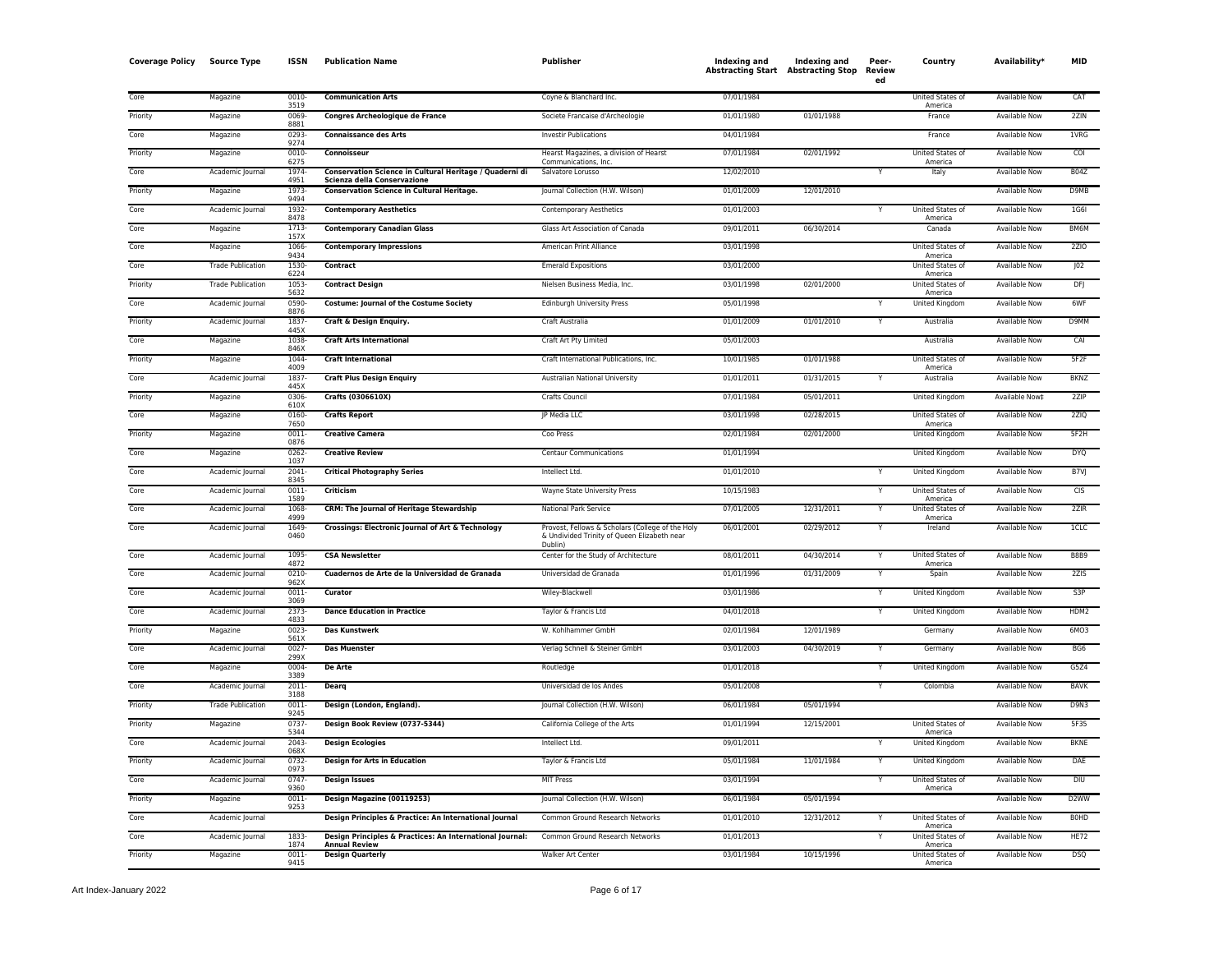| Coverage Policy | Source Type | ISSN | Publication Name | Publisher | Indexing and Abstracting Start | Indexing and Abstracting Stop | Peer-Reviewed | Country | Availability* | MID |
|---|---|---|---|---|---|---|---|---|---|---|
| Core | Magazine | 0010-3519 | **Communication Arts** | Coyne & Blanchard Inc. | 07/01/1984 | | | United States of America | Available Now | CAT |
| Priority | Magazine | 0069-8881 | **Congres Archeologique de France** | Societe Francaise d'Archeologie | 01/01/1980 | 01/01/1988 | | France | Available Now | 2ZIN |
| Core | Magazine | 0293-9274 | **Connaissance des Arts** | Investir Publications | 04/01/1984 | | | France | Available Now | 1VRG |
| Priority | Magazine | 0010-6275 | **Connoisseur** | Hearst Magazines, a division of Hearst Communications, Inc. | 07/01/1984 | 02/01/1992 | | United States of America | Available Now | COI |
| Core | Academic Journal | 1974-4951 | **Conservation Science in Cultural Heritage / Quaderni di Scienza della Conservazione** | Salvatore Lorusso | 12/02/2010 | | Y | Italy | Available Now | B04Z |
| Priority | Magazine | 1973-9494 | **Conservation Science in Cultural Heritage.** | Journal Collection (H.W. Wilson) | 01/01/2009 | 12/01/2010 | | | Available Now | D9MB |
| Core | Academic Journal | 1932-8478 | **Contemporary Aesthetics** | Contemporary Aesthetics | 01/01/2003 | | Y | United States of America | Available Now | 1G6I |
| Core | Magazine | 1713-157X | **Contemporary Canadian Glass** | Glass Art Association of Canada | 09/01/2011 | 06/30/2014 | | Canada | Available Now | BM6M |
| Core | Magazine | 1066-9434 | **Contemporary Impressions** | American Print Alliance | 03/01/1998 | | | United States of America | Available Now | 2ZIO |
| Core | Trade Publication | 1530-6224 | **Contract** | Emerald Expositions | 03/01/2000 | | | United States of America | Available Now | J02 |
| Priority | Trade Publication | 1053-5632 | **Contract Design** | Nielsen Business Media, Inc. | 03/01/1998 | 02/01/2000 | | United States of America | Available Now | DFJ |
| Core | Academic Journal | 0590-8876 | **Costume: Journal of the Costume Society** | Edinburgh University Press | 05/01/1998 | | Y | United Kingdom | Available Now | 6WF |
| Priority | Academic Journal | 1837-445X | **Craft & Design Enquiry.** | Craft Australia | 01/01/2009 | 01/01/2010 | Y | Australia | Available Now | D9MM |
| Core | Magazine | 1038-846X | **Craft Arts International** | Craft Art Pty Limited | 05/01/2003 | | | Australia | Available Now | CAI |
| Priority | Magazine | 1044-4009 | **Craft International** | Craft International Publications, Inc. | 10/01/1985 | 01/01/1988 | | United States of America | Available Now | 5F2F |
| Core | Academic Journal | 1837-445X | **Craft Plus Design Enquiry** | Australian National University | 01/01/2011 | 01/31/2015 | Y | Australia | Available Now | BKNZ |
| Priority | Magazine | 0306-610X | **Crafts (0306610X)** | Crafts Council | 07/01/1984 | 05/01/2011 | | United Kingdom | Available Now‡ | 2ZIP |
| Core | Magazine | 0160-7650 | **Crafts Report** | JP Media LLC | 03/01/1998 | 02/28/2015 | | United States of America | Available Now | 2ZIQ |
| Priority | Magazine | 0011-0876 | **Creative Camera** | Coo Press | 02/01/1984 | 02/01/2000 | | United Kingdom | Available Now | 5F2H |
| Core | Magazine | 0262-1037 | **Creative Review** | Centaur Communications | 01/01/1994 | | | United Kingdom | Available Now | DYQ |
| Core | Academic Journal | 2041-8345 | **Critical Photography Series** | Intellect Ltd. | 01/01/2010 | | Y | United Kingdom | Available Now | B7VJ |
| Core | Academic Journal | 0011-1589 | **Criticism** | Wayne State University Press | 10/15/1983 | | Y | United States of America | Available Now | CIS |
| Core | Academic Journal | 1068-4999 | **CRM: The Journal of Heritage Stewardship** | National Park Service | 07/01/2005 | 12/31/2011 | Y | United States of America | Available Now | 2ZIR |
| Core | Academic Journal | 1649-0460 | **Crossings: Electronic Journal of Art & Technology** | Provost, Fellows & Scholars (College of the Holy & Undivided Trinity of Queen Elizabeth near Dublin) | 06/01/2001 | 02/29/2012 | Y | Ireland | Available Now | 1CLC |
| Core | Academic Journal | 1095-4872 | **CSA Newsletter** | Center for the Study of Architecture | 08/01/2011 | 04/30/2014 | Y | United States of America | Available Now | B8B9 |
| Core | Academic Journal | 0210-962X | **Cuadernos de Arte de la Universidad de Granada** | Universidad de Granada | 01/01/1996 | 01/31/2009 | Y | Spain | Available Now | 2ZIS |
| Core | Academic Journal | 0011-3069 | **Curator** | Wiley-Blackwell | 03/01/1986 | | Y | United Kingdom | Available Now | S3P |
| Core | Academic Journal | 2373-4833 | **Dance Education in Practice** | Taylor & Francis Ltd | 04/01/2018 | | Y | United Kingdom | Available Now | HDM2 |
| Priority | Magazine | 0023-561X | **Das Kunstwerk** | W. Kohlhammer GmbH | 02/01/1984 | 12/01/1989 | | Germany | Available Now | 6MO3 |
| Core | Academic Journal | 0027-299X | **Das Muenster** | Verlag Schnell & Steiner GmbH | 03/01/2003 | 04/30/2019 | Y | Germany | Available Now | BG6 |
| Core | Magazine | 0004-3389 | **De Arte** | Routledge | 01/01/2018 | | Y | United Kingdom | Available Now | G5Z4 |
| Core | Academic Journal | 2011-3188 | **Dearq** | Universidad de los Andes | 05/01/2008 | | Y | Colombia | Available Now | BAVK |
| Priority | Trade Publication | 0011-9245 | **Design (London, England).** | Journal Collection (H.W. Wilson) | 06/01/1984 | 05/01/1994 | | | Available Now | D9N3 |
| Priority | Magazine | 0737-5344 | **Design Book Review (0737-5344)** | California College of the Arts | 01/01/1994 | 12/15/2001 | | United States of America | Available Now | 5F35 |
| Core | Academic Journal | 2043-068X | **Design Ecologies** | Intellect Ltd. | 09/01/2011 | | Y | United Kingdom | Available Now | BKNE |
| Priority | Academic Journal | 0732-0973 | **Design for Arts in Education** | Taylor & Francis Ltd | 05/01/1984 | 11/01/1984 | Y | United Kingdom | Available Now | DAE |
| Core | Academic Journal | 0747-9360 | **Design Issues** | MIT Press | 03/01/1994 | | Y | United States of America | Available Now | DIU |
| Priority | Magazine | 0011-9253 | **Design Magazine (00119253)** | Journal Collection (H.W. Wilson) | 06/01/1984 | 05/01/1994 | | | Available Now | D2WW |
| Core | Academic Journal | | **Design Principles & Practice: An International Journal** | Common Ground Research Networks | 01/01/2010 | 12/31/2012 | Y | United States of America | Available Now | B0HD |
| Core | Academic Journal | 1833-1874 | **Design Principles & Practices: An International Journal: Annual Review** | Common Ground Research Networks | 01/01/2013 | | Y | United States of America | Available Now | HE72 |
| Priority | Magazine | 0011-9415 | **Design Quarterly** | Walker Art Center | 03/01/1984 | 10/15/1996 | | United States of America | Available Now | DSQ |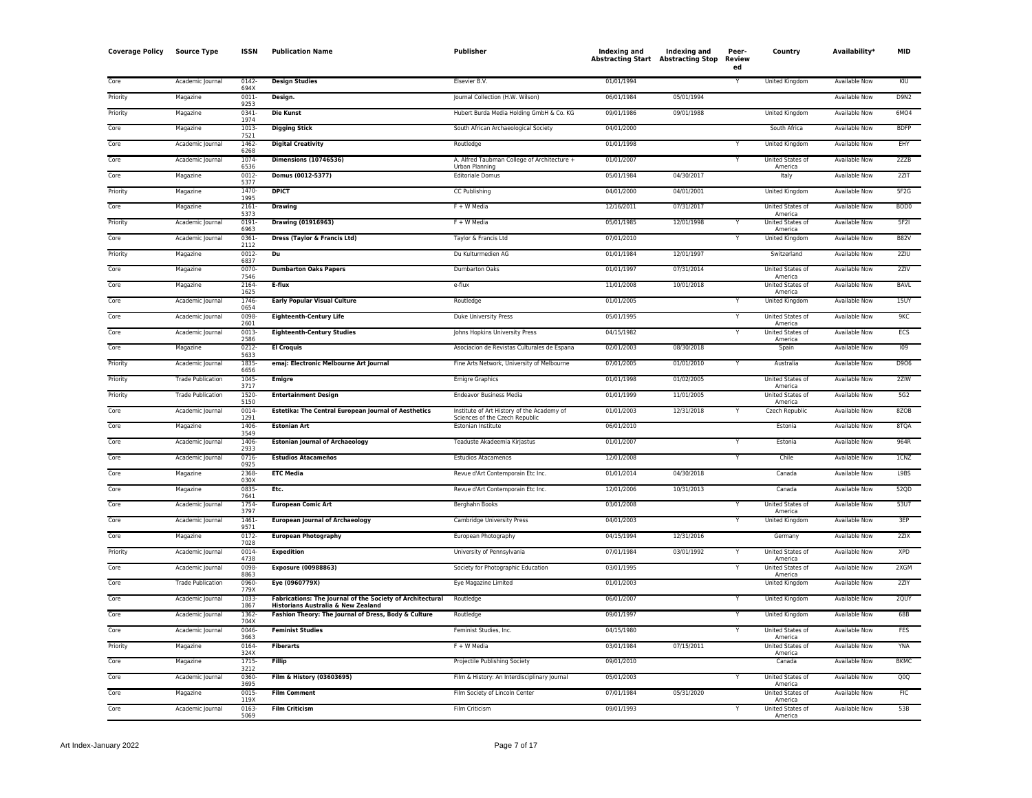| Coverage Policy | Source Type | ISSN | Publication Name | Publisher | Indexing and Abstracting Start | Indexing and Abstracting Stop | Peer-Reviewed | Country | Availability* | MID |
|---|---|---|---|---|---|---|---|---|---|---|
| Core | Academic Journal | 0142-694X | **Design Studies** | Elsevier B.V. | 01/01/1994 | | Y | United Kingdom | Available Now | KIU |
| Priority | Magazine | 0011-9253 | **Design.** | Journal Collection (H.W. Wilson) | 06/01/1984 | 05/01/1994 | | | Available Now | D9N2 |
| Priority | Magazine | 0341-1974 | **Die Kunst** | Hubert Burda Media Holding GmbH & Co. KG | 09/01/1986 | 09/01/1988 | | United Kingdom | Available Now | 6MO4 |
| Core | Magazine | 1013-7521 | **Digging Stick** | South African Archaeological Society | 04/01/2000 | | | South Africa | Available Now | BDFP |
| Core | Academic Journal | 1462-6268 | **Digital Creativity** | Routledge | 01/01/1998 | | Y | United Kingdom | Available Now | EHY |
| Core | Academic Journal | 1074-6536 | **Dimensions (10746536)** | A. Alfred Taubman College of Architecture + Urban Planning | 01/01/2007 | | Y | United States of America | Available Now | 2ZZB |
| Core | Magazine | 0012-5377 | **Domus (0012-5377)** | Editoriale Domus | 05/01/1984 | 04/30/2017 | | Italy | Available Now | 2ZIT |
| Priority | Magazine | 1470-1995 | **DPICT** | CC Publishing | 04/01/2000 | 04/01/2001 | | United Kingdom | Available Now | 5F2G |
| Core | Magazine | 2161-5373 | **Drawing** | F + W Media | 12/16/2011 | 07/31/2017 | | United States of America | Available Now | BOD0 |
| Priority | Academic Journal | 0191-6963 | **Drawing (01916963)** | F + W Media | 05/01/1985 | 12/01/1998 | Y | United States of America | Available Now | 5F2I |
| Core | Academic Journal | 0361-2112 | **Dress (Taylor & Francis Ltd)** | Taylor & Francis Ltd | 07/01/2010 | | Y | United Kingdom | Available Now | B82V |
| Priority | Magazine | 0012-6837 | **Du** | Du Kulturmedien AG | 01/01/1984 | 12/01/1997 | | Switzerland | Available Now | 2ZIU |
| Core | Magazine | 0070-7546 | **Dumbarton Oaks Papers** | Dumbarton Oaks | 01/01/1997 | 07/31/2014 | | United States of America | Available Now | 2ZIV |
| Core | Magazine | 2164-1625 | **E-flux** | e-flux | 11/01/2008 | 10/01/2018 | | United States of America | Available Now | BAVL |
| Core | Academic Journal | 1746-0654 | **Early Popular Visual Culture** | Routledge | 01/01/2005 | | Y | United Kingdom | Available Now | 15UY |
| Core | Academic Journal | 0098-2601 | **Eighteenth-Century Life** | Duke University Press | 05/01/1995 | | Y | United States of America | Available Now | 9KC |
| Core | Academic Journal | 0013-2586 | **Eighteenth-Century Studies** | Johns Hopkins University Press | 04/15/1982 | | Y | United States of America | Available Now | ECS |
| Core | Magazine | 0212-5633 | **El Croquis** | Asociacion de Revistas Culturales de Espana | 02/01/2003 | 08/30/2018 | | Spain | Available Now | I09 |
| Priority | Academic Journal | 1835-6656 | **emaj: Electronic Melbourne Art Journal** | Fine Arts Network, University of Melbourne | 07/01/2005 | 01/01/2010 | Y | Australia | Available Now | D9O6 |
| Priority | Trade Publication | 1045-3717 | **Emigre** | Emigre Graphics | 01/01/1998 | 01/02/2005 | | United States of America | Available Now | 2ZIW |
| Priority | Trade Publication | 1520-5150 | **Entertainment Design** | Endeavor Business Media | 01/01/1999 | 11/01/2005 | | United States of America | Available Now | 5G2 |
| Core | Academic Journal | 0014-1291 | **Estetika: The Central European Journal of Aesthetics** | Institute of Art History of the Academy of Sciences of the Czech Republic | 01/01/2003 | 12/31/2018 | Y | Czech Republic | Available Now | 8ZOB |
| Core | Magazine | 1406-3549 | **Estonian Art** | Estonian Institute | 06/01/2010 | | | Estonia | Available Now | 8TQA |
| Core | Academic Journal | 1406-2933 | **Estonian Journal of Archaeology** | Teaduste Akadeemia Kirjastus | 01/01/2007 | | Y | Estonia | Available Now | 964R |
| Core | Academic Journal | 0716-0925 | **Estudios Atacameños** | Estudios Atacamenos | 12/01/2008 | | Y | Chile | Available Now | 1CNZ |
| Core | Magazine | 2368-030X | **ETC Media** | Revue d'Art Contemporain Etc Inc. | 01/01/2014 | 04/30/2018 | | Canada | Available Now | L9BS |
| Core | Magazine | 0835-7641 | **Etc.** | Revue d'Art Contemporain Etc Inc. | 12/01/2006 | 10/31/2013 | | Canada | Available Now | 52QD |
| Core | Academic Journal | 1754-3797 | **European Comic Art** | Berghahn Books | 03/01/2008 | | Y | United States of America | Available Now | 53U7 |
| Core | Academic Journal | 1461-9571 | **European Journal of Archaeology** | Cambridge University Press | 04/01/2003 | | Y | United Kingdom | Available Now | 3EP |
| Core | Magazine | 0172-7028 | **European Photography** | European Photography | 04/15/1994 | 12/31/2016 | | Germany | Available Now | 2ZIX |
| Priority | Academic Journal | 0014-4738 | **Expedition** | University of Pennsylvania | 07/01/1984 | 03/01/1992 | Y | United States of America | Available Now | XPD |
| Core | Academic Journal | 0098-8863 | **Exposure (00988863)** | Society for Photographic Education | 03/01/1995 | | Y | United States of America | Available Now | 2XGM |
| Core | Trade Publication | 0960-779X | **Eye (0960779X)** | Eye Magazine Limited | 01/01/2003 | | | United Kingdom | Available Now | 2ZIY |
| Core | Academic Journal | 1033-1867 | **Fabrications: The Journal of the Society of Architectural Historians Australia & New Zealand** | Routledge | 06/01/2007 | | Y | United Kingdom | Available Now | 2QUY |
| Core | Academic Journal | 1362-704X | **Fashion Theory: The Journal of Dress, Body & Culture** | Routledge | 09/01/1997 | | Y | United Kingdom | Available Now | 68B |
| Core | Academic Journal | 0046-3663 | **Feminist Studies** | Feminist Studies, Inc. | 04/15/1980 | | Y | United States of America | Available Now | FES |
| Priority | Magazine | 0164-324X | **Fiberarts** | F + W Media | 03/01/1984 | 07/15/2011 | | United States of America | Available Now | YNA |
| Core | Magazine | 1715-3212 | **Fillip** | Projectile Publishing Society | 09/01/2010 | | | Canada | Available Now | BKMC |
| Core | Academic Journal | 0360-3695 | **Film & History (03603695)** | Film & History: An Interdisciplinary Journal | 05/01/2003 | | Y | United States of America | Available Now | Q0Q |
| Core | Magazine | 0015-119X | **Film Comment** | Film Society of Lincoln Center | 07/01/1984 | 05/31/2020 | | United States of America | Available Now | FIC |
| Core | Academic Journal | 0163-5069 | **Film Criticism** | Film Criticism | 09/01/1993 | | Y | United States of America | Available Now | 53B |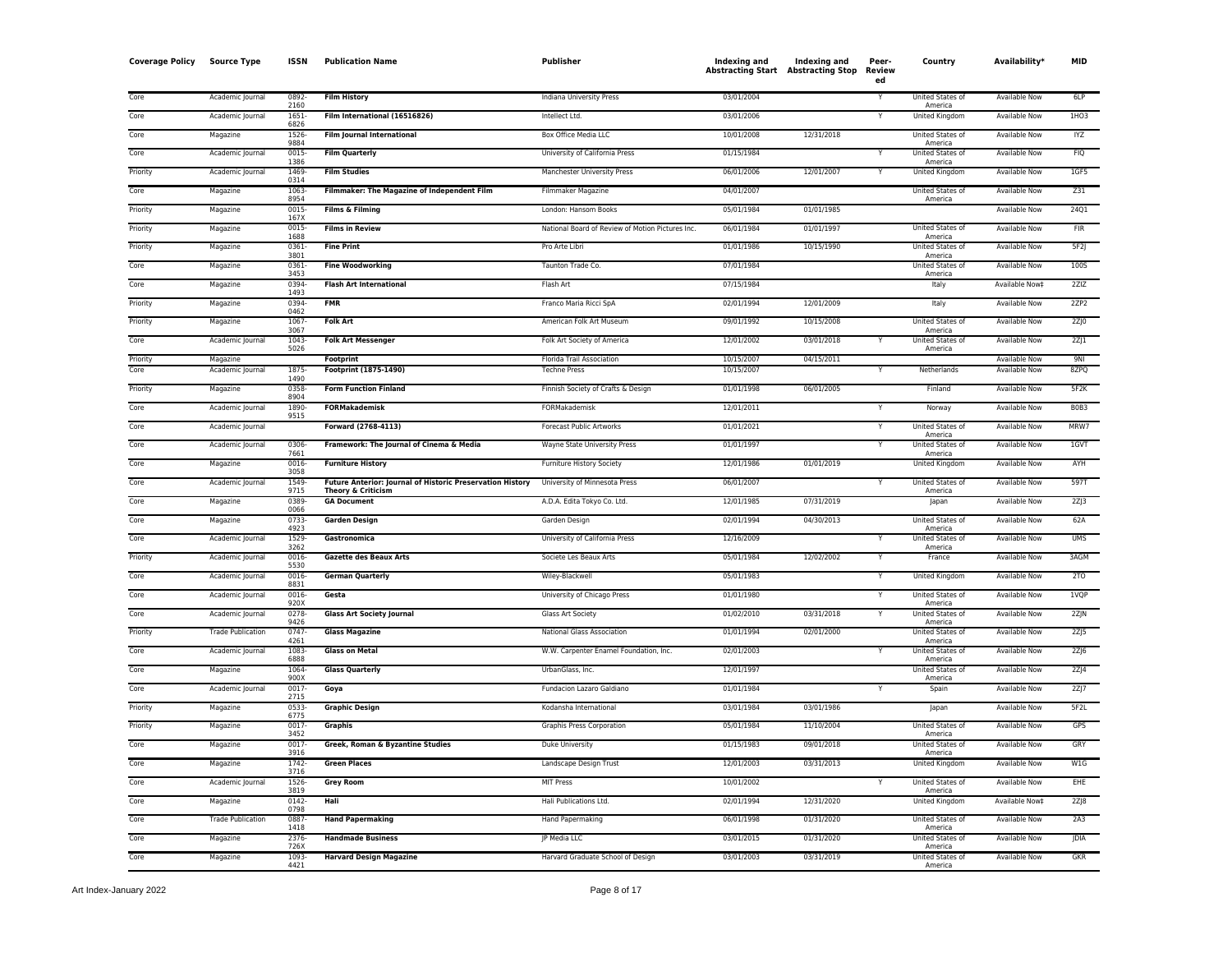| Coverage Policy | Source Type | ISSN | Publication Name | Publisher | Indexing and Abstracting Start | Indexing and Abstracting Stop | Peer-Reviewed | Country | Availability* | MID |
|---|---|---|---|---|---|---|---|---|---|---|
| Core | Academic Journal | 0892-2160 | **Film History** | Indiana University Press | 03/01/2004 | | Y | United States of America | Available Now | 6LP |
| Core | Academic Journal | 1651-6826 | **Film International (16516826)** | Intellect Ltd. | 03/01/2006 | | Y | United Kingdom | Available Now | 1HO3 |
| Core | Magazine | 1526-9884 | **Film Journal International** | Box Office Media LLC | 10/01/2008 | 12/31/2018 | | United States of America | Available Now | IYZ |
| Core | Academic Journal | 0015-1386 | **Film Quarterly** | University of California Press | 01/15/1984 | | Y | United States of America | Available Now | FIQ |
| Priority | Academic Journal | 1469-0314 | **Film Studies** | Manchester University Press | 06/01/2006 | 12/01/2007 | Y | United Kingdom | Available Now | 1GF5 |
| Core | Magazine | 1063-8954 | **Filmmaker: The Magazine of Independent Film** | Filmmaker Magazine | 04/01/2007 | | | United States of America | Available Now | Z31 |
| Priority | Magazine | 0015-167X | **Films & Filming** | London: Hansom Books | 05/01/1984 | 01/01/1985 | | | Available Now | 24Q1 |
| Priority | Magazine | 0015-1688 | **Films in Review** | National Board of Review of Motion Pictures Inc. | 06/01/1984 | 01/01/1997 | | United States of America | Available Now | FIR |
| Priority | Magazine | 0361-3801 | **Fine Print** | Pro Arte Libri | 01/01/1986 | 10/15/1990 | | United States of America | Available Now | 5F2J |
| Core | Magazine | 0361-3453 | **Fine Woodworking** | Taunton Trade Co. | 07/01/1984 | | | United States of America | Available Now | 100S |
| Core | Magazine | 0394-1493 | **Flash Art International** | Flash Art | 07/15/1984 | | | Italy | Available Now‡ | 2ZIZ |
| Priority | Magazine | 0394-0462 | **FMR** | Franco Maria Ricci SpA | 02/01/1994 | 12/01/2009 | | Italy | Available Now | 2ZP2 |
| Priority | Magazine | 1067-3067 | **Folk Art** | American Folk Art Museum | 09/01/1992 | 10/15/2008 | | United States of America | Available Now | 2ZJ0 |
| Core | Academic Journal | 1043-5026 | **Folk Art Messenger** | Folk Art Society of America | 12/01/2002 | 03/01/2018 | Y | United States of America | Available Now | 2ZJ1 |
| Priority | Magazine | | **Footprint** | Florida Trail Association | 10/15/2007 | 04/15/2011 | | | Available Now | 9NI |
| Core | Academic Journal | 1875-1490 | **Footprint (1875-1490)** | Techne Press | 10/15/2007 | | Y | Netherlands | Available Now | 8ZPQ |
| Priority | Magazine | 0358-8904 | **Form Function Finland** | Finnish Society of Crafts & Design | 01/01/1998 | 06/01/2005 | | Finland | Available Now | 5F2K |
| Core | Academic Journal | 1890-9515 | **FORMakademisk** | FORMakademisk | 12/01/2011 | | Y | Norway | Available Now | B0B3 |
| Core | Academic Journal | | **Forward (2768-4113)** | Forecast Public Artworks | 01/01/2021 | | Y | United States of America | Available Now | MRW7 |
| Core | Academic Journal | 0306-7661 | **Framework: The Journal of Cinema & Media** | Wayne State University Press | 01/01/1997 | | Y | United States of America | Available Now | 1GVT |
| Core | Magazine | 0016-3058 | **Furniture History** | Furniture History Society | 12/01/1986 | 01/01/2019 | | United Kingdom | Available Now | AYH |
| Core | Academic Journal | 1549-9715 | **Future Anterior: Journal of Historic Preservation History Theory & Criticism** | University of Minnesota Press | 06/01/2007 | | Y | United States of America | Available Now | 597T |
| Core | Magazine | 0389-0066 | **GA Document** | A.D.A. Edita Tokyo Co. Ltd. | 12/01/1985 | 07/31/2019 | | Japan | Available Now | 2ZJ3 |
| Core | Magazine | 0733-4923 | **Garden Design** | Garden Design | 02/01/1994 | 04/30/2013 | | United States of America | Available Now | 62A |
| Core | Academic Journal | 1529-3262 | **Gastronomica** | University of California Press | 12/16/2009 | | Y | United States of America | Available Now | UMS |
| Priority | Academic Journal | 0016-5530 | **Gazette des Beaux Arts** | Societe Les Beaux Arts | 05/01/1984 | 12/02/2002 | Y | France | Available Now | 3AGM |
| Core | Academic Journal | 0016-8831 | **German Quarterly** | Wiley-Blackwell | 05/01/1983 | | Y | United Kingdom | Available Now | 2TO |
| Core | Academic Journal | 0016-920X | **Gesta** | University of Chicago Press | 01/01/1980 | | Y | United States of America | Available Now | 1VQP |
| Core | Academic Journal | 0278-9426 | **Glass Art Society Journal** | Glass Art Society | 01/02/2010 | 03/31/2018 | Y | United States of America | Available Now | 2ZJN |
| Priority | Trade Publication | 0747-4261 | **Glass Magazine** | National Glass Association | 01/01/1994 | 02/01/2000 | | United States of America | Available Now | 2ZJ5 |
| Core | Academic Journal | 1083-6888 | **Glass on Metal** | W.W. Carpenter Enamel Foundation, Inc. | 02/01/2003 | | Y | United States of America | Available Now | 2ZJ6 |
| Core | Magazine | 1064-900X | **Glass Quarterly** | UrbanGlass, Inc. | 12/01/1997 | | | United States of America | Available Now | 2ZJ4 |
| Core | Academic Journal | 0017-2715 | **Goya** | Fundacion Lazaro Galdiano | 01/01/1984 | | Y | Spain | Available Now | 2ZJ7 |
| Priority | Magazine | 0533-6775 | **Graphic Design** | Kodansha International | 03/01/1984 | 03/01/1986 | | Japan | Available Now | 5F2L |
| Priority | Magazine | 0017-3452 | **Graphis** | Graphis Press Corporation | 05/01/1984 | 11/10/2004 | | United States of America | Available Now | GPS |
| Core | Magazine | 0017-3916 | **Greek, Roman & Byzantine Studies** | Duke University | 01/15/1983 | 09/01/2018 | | United States of America | Available Now | GRY |
| Core | Magazine | 1742-3716 | **Green Places** | Landscape Design Trust | 12/01/2003 | 03/31/2013 | | United Kingdom | Available Now | W1G |
| Core | Academic Journal | 1526-3819 | **Grey Room** | MIT Press | 10/01/2002 | | Y | United States of America | Available Now | EHE |
| Core | Magazine | 0142-0798 | **Hali** | Hali Publications Ltd. | 02/01/1994 | 12/31/2020 | | United Kingdom | Available Now‡ | 2ZJ8 |
| Core | Trade Publication | 0887-1418 | **Hand Papermaking** | Hand Papermaking | 06/01/1998 | 01/31/2020 | | United States of America | Available Now | 2A3 |
| Core | Magazine | 2376-726X | **Handmade Business** | JP Media LLC | 03/01/2015 | 01/31/2020 | | United States of America | Available Now | JDIA |
| Core | Magazine | 1093-4421 | **Harvard Design Magazine** | Harvard Graduate School of Design | 03/01/2003 | 03/31/2019 | | United States of America | Available Now | GKR |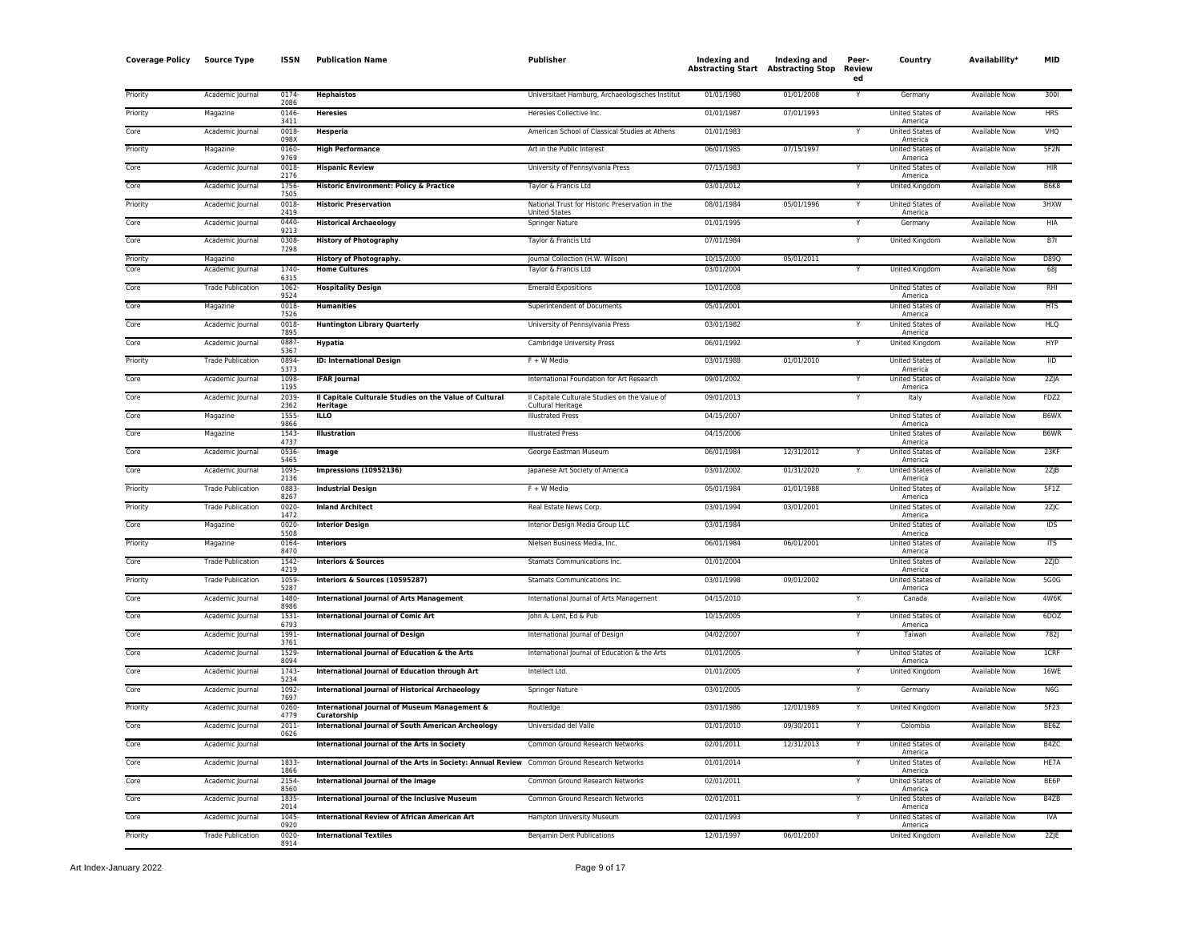| Coverage Policy | Source Type | ISSN | Publication Name | Publisher | Indexing and Abstracting Start | Indexing and Abstracting Stop | Peer-Reviewed | Country | Availability* | MID |
|---|---|---|---|---|---|---|---|---|---|---|
| Priority | Academic Journal | 0174-2086 | **Hephaistos** | Universitaet Hamburg, Archaeologisches Institut | 01/01/1980 | 01/01/2008 | Y | Germany | Available Now | 300I |
| Priority | Magazine | 0146-3411 | **Heresies** | Heresies Collective Inc. | 01/01/1987 | 07/01/1993 | | United States of America | Available Now | HRS |
| Core | Academic Journal | 0018-098X | **Hesperia** | American School of Classical Studies at Athens | 01/01/1983 | | Y | United States of America | Available Now | VHQ |
| Priority | Magazine | 0160-9769 | **High Performance** | Art in the Public Interest | 06/01/1985 | 07/15/1997 | | United States of America | Available Now | 5F2N |
| Core | Academic Journal | 0018-2176 | **Hispanic Review** | University of Pennsylvania Press | 07/15/1983 | | Y | United States of America | Available Now | HIR |
| Core | Academic Journal | 1756-7505 | **Historic Environment: Policy & Practice** | Taylor & Francis Ltd | 03/01/2012 | | Y | United Kingdom | Available Now | B6K8 |
| Priority | Academic Journal | 0018-2419 | **Historic Preservation** | National Trust for Historic Preservation in the United States | 08/01/1984 | 05/01/1996 | Y | United States of America | Available Now | 3HXW |
| Core | Academic Journal | 0440-9213 | **Historical Archaeology** | Springer Nature | 01/01/1995 | | Y | Germany | Available Now | HIA |
| Core | Academic Journal | 0308-7298 | **History of Photography** | Taylor & Francis Ltd | 07/01/1984 | | Y | United Kingdom | Available Now | B7I |
| Priority | Magazine | | **History of Photography.** | Journal Collection (H.W. Wilson) | 10/15/2000 | 05/01/2011 | | | Available Now | D89Q |
| Core | Academic Journal | 1740-6315 | **Home Cultures** | Taylor & Francis Ltd | 03/01/2004 | | Y | United Kingdom | Available Now | 68J |
| Core | Trade Publication | 1062-9524 | **Hospitality Design** | Emerald Expositions | 10/01/2008 | | | United States of America | Available Now | RHI |
| Core | Magazine | 0018-7526 | **Humanities** | Superintendent of Documents | 05/01/2001 | | | United States of America | Available Now | HTS |
| Core | Academic Journal | 0018-7895 | **Huntington Library Quarterly** | University of Pennsylvania Press | 03/01/1982 | | Y | United States of America | Available Now | HLQ |
| Core | Academic Journal | 0887-5367 | **Hypatia** | Cambridge University Press | 06/01/1992 | | Y | United Kingdom | Available Now | HYP |
| Priority | Trade Publication | 0894-5373 | **ID: International Design** | F + W Media | 03/01/1988 | 01/01/2010 | | United States of America | Available Now | IID |
| Core | Academic Journal | 1098-1195 | **IFAR Journal** | International Foundation for Art Research | 09/01/2002 | | Y | United States of America | Available Now | 2ZJA |
| Core | Academic Journal | 2039-2362 | **Il Capitale Culturale Studies on the Value of Cultural Heritage** | Il Capitale Culturale Studies on the Value of Cultural Heritage | 09/01/2013 | | Y | Italy | Available Now | FDZ2 |
| Core | Magazine | 1555-9866 | **ILLO** | Illustrated Press | 04/15/2007 | | | United States of America | Available Now | B6WX |
| Core | Magazine | 1543-4737 | **Illustration** | Illustrated Press | 04/15/2006 | | | United States of America | Available Now | B6WR |
| Core | Academic Journal | 0536-5465 | **Image** | George Eastman Museum | 06/01/1984 | 12/31/2012 | Y | United States of America | Available Now | 23KF |
| Core | Academic Journal | 1095-2136 | **Impressions (10952136)** | Japanese Art Society of America | 03/01/2002 | 01/31/2020 | Y | United States of America | Available Now | 2ZJB |
| Priority | Trade Publication | 0883-8267 | **Industrial Design** | F + W Media | 05/01/1984 | 01/01/1988 | | United States of America | Available Now | 5F1Z |
| Priority | Trade Publication | 0020-1472 | **Inland Architect** | Real Estate News Corp. | 03/01/1994 | 03/01/2001 | | United States of America | Available Now | 2ZJC |
| Core | Magazine | 0020-5508 | **Interior Design** | Interior Design Media Group LLC | 03/01/1984 | | | United States of America | Available Now | IDS |
| Priority | Magazine | 0164-8470 | **Interiors** | Nielsen Business Media, Inc. | 06/01/1984 | 06/01/2001 | | United States of America | Available Now | ITS |
| Core | Trade Publication | 1542-4219 | **Interiors & Sources** | Stamats Communications Inc. | 01/01/2004 | | | United States of America | Available Now | 2ZJD |
| Priority | Trade Publication | 1059-5287 | **Interiors & Sources (10595287)** | Stamats Communications Inc. | 03/01/1998 | 09/01/2002 | | United States of America | Available Now | 5G0G |
| Core | Academic Journal | 1480-8986 | **International Journal of Arts Management** | International Journal of Arts Management | 04/15/2010 | | Y | Canada | Available Now | 4W6K |
| Core | Academic Journal | 1531-6793 | **International Journal of Comic Art** | John A. Lent, Ed & Pub | 10/15/2005 | | Y | United States of America | Available Now | 6DOZ |
| Core | Academic Journal | 1991-3761 | **International Journal of Design** | International Journal of Design | 04/02/2007 | | Y | Taiwan | Available Now | 782J |
| Core | Academic Journal | 1529-8094 | **International Journal of Education & the Arts** | International Journal of Education & the Arts | 01/01/2005 | | Y | United States of America | Available Now | 1CRF |
| Core | Academic Journal | 1743-5234 | **International Journal of Education through Art** | Intellect Ltd. | 01/01/2005 | | Y | United Kingdom | Available Now | 16WE |
| Core | Academic Journal | 1092-7697 | **International Journal of Historical Archaeology** | Springer Nature | 03/01/2005 | | Y | Germany | Available Now | N6G |
| Priority | Academic Journal | 0260-4779 | **International Journal of Museum Management & Curatorship** | Routledge | 03/01/1986 | 12/01/1989 | Y | United Kingdom | Available Now | 5F23 |
| Core | Academic Journal | 2011-0626 | **International Journal of South American Archeology** | Universidad del Valle | 01/01/2010 | 09/30/2011 | Y | Colombia | Available Now | BE6Z |
| Core | Academic Journal | | **International Journal of the Arts in Society** | Common Ground Research Networks | 02/01/2011 | 12/31/2013 | Y | United States of America | Available Now | B4ZC |
| Core | Academic Journal | 1833-1866 | **International Journal of the Arts in Society: Annual Review** | Common Ground Research Networks | 01/01/2014 | | Y | United States of America | Available Now | HE7A |
| Core | Academic Journal | 2154-8560 | **International Journal of the Image** | Common Ground Research Networks | 02/01/2011 | | Y | United States of America | Available Now | BE6P |
| Core | Academic Journal | 1835-2014 | **International Journal of the Inclusive Museum** | Common Ground Research Networks | 02/01/2011 | | Y | United States of America | Available Now | B4ZB |
| Core | Academic Journal | 1045-0920 | **International Review of African American Art** | Hampton University Museum | 02/01/1993 | | Y | United States of America | Available Now | IVA |
| Priority | Trade Publication | 0020-8914 | **International Textiles** | Benjamin Dent Publications | 12/01/1997 | 06/01/2007 | | United Kingdom | Available Now | 2ZJE |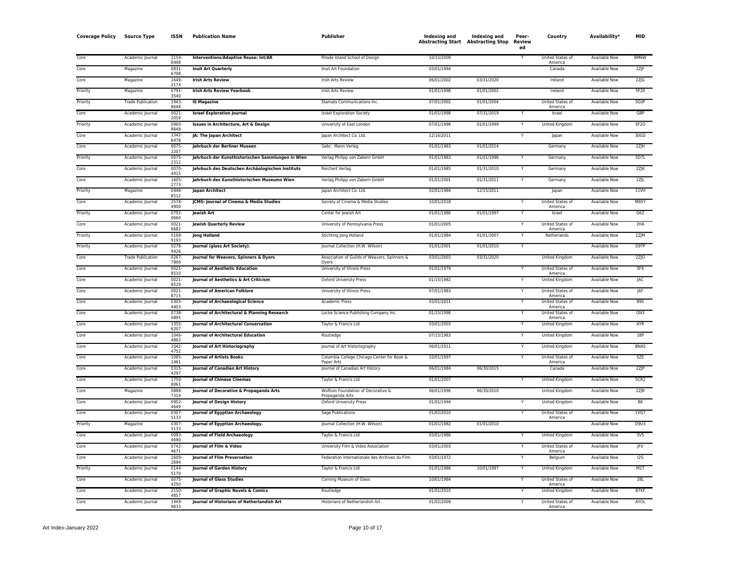| Coverage Policy | Source Type | ISSN | Publication Name | Publisher | Indexing and Abstracting Start | Indexing and Abstracting Stop | Peer-Reviewed | Country | Availability* | MID |
|---|---|---|---|---|---|---|---|---|---|---|
| Core | Academic Journal | 2154-8498 | **Interventions/Adaptive Reuse: Int/AR** | Rhode Island School of Design | 10/15/2009 | | Y | United States of America | Available Now | BM6W |
| Core | Magazine | 0831-6708 | **Inuit Art Quarterly** | Inuit Art Foundation | 03/01/1994 | | | Canada | Available Now | 2ZJF |
| Core | Magazine | 1649-217X | **Irish Arts Review** | Irish Arts Review | 06/01/2002 | 03/31/2020 | | Ireland | Available Now | 2ZJG |
| Priority | Magazine | 0791-3540 | **Irish Arts Review Yearbook** | Irish Arts Review | 01/01/1998 | 01/01/2002 | | Ireland | Available Now | 5F20 |
| Priority | Trade Publication | 1943-8648 | **IS Magazine** | Stamats Communications Inc. | 07/01/2002 | 01/01/2004 | | United States of America | Available Now | 5G0F |
| Core | Academic Journal | 0021-2059 | **Israel Exploration Journal** | Israel Exploration Society | 01/01/1998 | 07/31/2019 | Y | Israel | Available Now | GBP |
| Priority | Academic Journal | 0960-8648 | **Issues in Architecture, Art & Design** | University of East London | 07/01/1996 | 01/01/1999 | Y | United Kingdom | Available Now | 5F2O |
| Core | Academic Journal | 1342-6478 | **JA: The Japan Architect** | Japan Architect Co. Ltd. | 12/16/2011 | | Y | Japan | Available Now | 30GD |
| Core | Academic Journal | 0075-2207 | **Jahrbuch der Berliner Museen** | Gebr. Mann Verlag | 01/01/1983 | 01/01/2014 | | Germany | Available Now | 2ZJH |
| Priority | Academic Journal | 0075-2312 | **Jahrbuch der Kunsthistorischen Sammlungen in Wien** | Verlag Philipp von Zabern GmbH | 01/01/1983 | 01/01/1996 | Y | Germany | Available Now | 5D7L |
| Core | Academic Journal | 0070-4415 | **Jahrbuch des Deutschen Archäologischen Instituts** | Reichert Verlag | 01/01/1985 | 01/31/2010 | Y | Germany | Available Now | 2ZJK |
| Core | Academic Journal | 1605-2773 | **Jahrbuch des Kunsthistorischen Museums Wien** | Verlag Philipp von Zabern GmbH | 01/01/2001 | 01/31/2011 | Y | Germany | Available Now | 2ZJL |
| Priority | Magazine | 0448-8512 | **Japan Architect** | Japan Architect Co. Ltd. | 02/01/1984 | 12/15/2011 | | Japan | Available Now | 11VH |
| Core | Academic Journal | 2578-4900 | **JCMS: Journal of Cinema & Media Studies** | Society of Cinema & Media Studies | 10/01/2018 | | Y | United States of America | Available Now | M8XY |
| Priority | Academic Journal | 0792-0660 | **Jewish Art** | Center for Jewish Art | 01/01/1986 | 01/01/1997 | Y | Israel | Available Now | G6Z |
| Core | Academic Journal | 0021-6682 | **Jewish Quarterly Review** | University of Pennsylvania Press | 01/01/2005 | | Y | United States of America | Available Now | 2HA |
| Priority | Academic Journal | 0168-9193 | **Jong Holland** | Stichting Jong Holland | 01/01/1984 | 01/01/2007 | Y | Netherlands | Available Now | 2ZJM |
| Priority | Academic Journal | 0278-9426 | **Journal (glass Art Society).** | Journal Collection (H.W. Wilson) | 01/01/2001 | 01/01/2010 | Y | | Available Now | D9TP |
| Core | Trade Publication | 0267-7806 | **Journal for Weavers, Spinners & Dyers** | Association of Guilds of Weavers, Spinners & Dyers | 03/01/2003 | 03/31/2020 | | United Kingdom | Available Now | 2ZJO |
| Core | Academic Journal | 0021-8510 | **Journal of Aesthetic Education** | University of Illinois Press | 01/01/1979 | | Y | United States of America | Available Now | 5F6 |
| Core | Academic Journal | 0021-8529 | **Journal of Aesthetics & Art Criticism** | Oxford University Press | 01/15/1982 | | Y | United Kingdom | Available Now | JAC |
| Core | Academic Journal | 0021-8715 | **Journal of American Folklore** | University of Illinois Press | 07/01/1983 | | Y | United States of America | Available Now | JAF |
| Core | Academic Journal | 0305-4403 | **Journal of Archaeological Science** | Academic Press | 03/01/2011 | | Y | United States of America | Available Now | 89S |
| Core | Academic Journal | 0738-0895 | **Journal of Architectural & Planning Research** | Locke Science Publishing Company Inc. | 01/15/1998 | | Y | United States of America | Available Now | GN3 |
| Core | Academic Journal | 1355-6207 | **Journal of Architectural Conservation** | Taylor & Francis Ltd | 03/01/2003 | | Y | United Kingdom | Available Now | AYR |
| Core | Academic Journal | 1046-4883 | **Journal of Architectural Education** | Routledge | 07/15/1983 | | Y | United Kingdom | Available Now | 18P |
| Core | Academic Journal | 2042-4752 | **Journal of Art Historiography** | Journal of Art Historiography | 06/01/2011 | | Y | United Kingdom | Available Now | BNA5 |
| Core | Academic Journal | 1085-1461 | **Journal of Artists Books** | Columbia College Chicago Center for Book & Paper Arts | 10/01/1997 | | Y | United States of America | Available Now | SZE |
| Core | Academic Journal | 0315-4297 | **Journal of Canadian Art History** | Journal of Canadian Art History | 06/01/1984 | 06/30/2015 | | Canada | Available Now | 2ZJP |
| Core | Academic Journal | 1750-8061 | **Journal of Chinese Cinemas** | Taylor & Francis Ltd | 01/01/2007 | | Y | United Kingdom | Available Now | 5CR2 |
| Core | Magazine | 0888-7314 | **Journal of Decorative & Propaganda Arts** | Wolfson Foundation of Decorative & Propaganda Arts | 06/01/1996 | 06/30/2010 | | United Kingdom | Available Now | 2ZJR |
| Core | Academic Journal | 0952-4649 | **Journal of Design History** | Oxford University Press | 01/01/1994 | | Y | United Kingdom | Available Now | BII |
| Core | Academic Journal | 0307-5133 | **Journal of Egyptian Archaeology** | Sage Publications | 01/02/2010 | | Y | United States of America | Available Now | 1VQ7 |
| Priority | Magazine | 0307-5133 | **Journal of Egyptian Archaeology.** | Journal Collection (H.W. Wilson) | 01/01/1982 | 01/01/2010 | | | Available Now | D9U3 |
| Core | Academic Journal | 0093-4690 | **Journal of Field Archaeology** | Taylor & Francis Ltd | 03/01/1986 | | Y | United Kingdom | Available Now | 3VS |
| Core | Academic Journal | 0742-4671 | **Journal of Film & Video** | University Film & Video Association | 03/01/2003 | | Y | United States of America | Available Now | JFV |
| Core | Academic Journal | 1609-2694 | **Journal of Film Preservation** | Federation Internationale des Archives du Film | 03/01/1972 | | Y | Belgium | Available Now | I2S |
| Priority | Academic Journal | 0144-5170 | **Journal of Garden History** | Taylor & Francis Ltd | 01/01/1986 | 10/01/1997 | Y | United Kingdom | Available Now | M27 |
| Core | Academic Journal | 0075-4250 | **Journal of Glass Studies** | Corning Museum of Glass | 10/01/1984 | | Y | United States of America | Available Now | 28L |
| Core | Academic Journal | 2150-4857 | **Journal of Graphic Novels & Comics** | Routledge | 01/01/2010 | | Y | United Kingdom | Available Now | B7KF |
| Core | Academic Journal | 1949-9833 | **Journal of Historians of Netherlandish Art** | Historians of Netherlandish Art | 01/02/2009 | | Y | United States of America | Available Now | AYOL |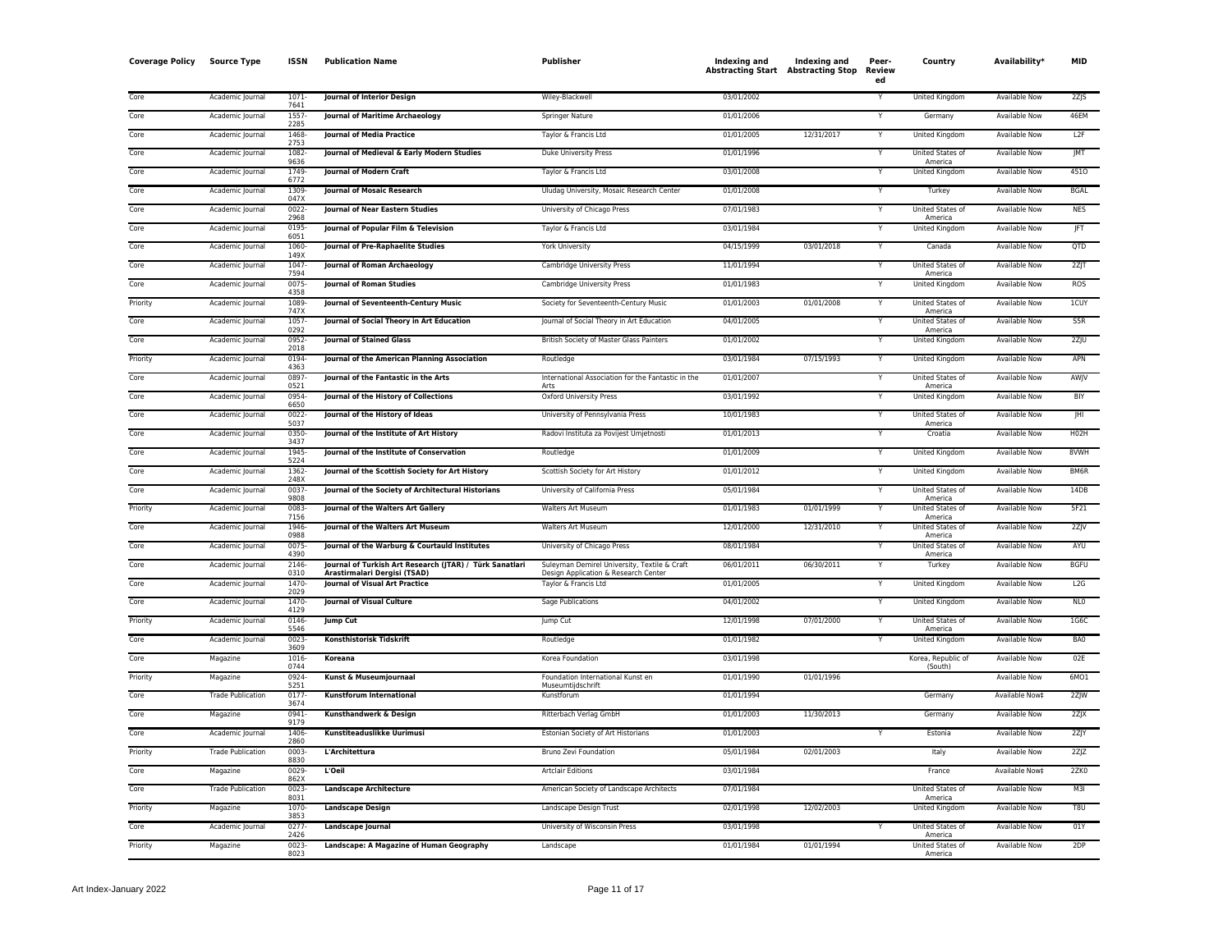| Coverage Policy | Source Type | ISSN | Publication Name | Publisher | Indexing and Abstracting Start | Indexing and Abstracting Stop | Peer-Reviewed | Country | Availability* | MID |
|---|---|---|---|---|---|---|---|---|---|---|
| Core | Academic Journal | 1071-7641 | **Journal of Interior Design** | Wiley-Blackwell | 03/01/2002 | | Y | United Kingdom | Available Now | 2ZJS |
| Core | Academic Journal | 1557-2285 | **Journal of Maritime Archaeology** | Springer Nature | 01/01/2006 | | Y | Germany | Available Now | 46EM |
| Core | Academic Journal | 1468-2753 | **Journal of Media Practice** | Taylor & Francis Ltd | 01/01/2005 | 12/31/2017 | Y | United Kingdom | Available Now | L2F |
| Core | Academic Journal | 1082-9636 | **Journal of Medieval & Early Modern Studies** | Duke University Press | 01/01/1996 | | Y | United States of America | Available Now | JMT |
| Core | Academic Journal | 1749-6772 | **Journal of Modern Craft** | Taylor & Francis Ltd | 03/01/2008 | | Y | United Kingdom | Available Now | 451O |
| Core | Academic Journal | 1309-047X | **Journal of Mosaic Research** | Uludag University, Mosaic Research Center | 01/01/2008 | | Y | Turkey | Available Now | BGAL |
| Core | Academic Journal | 0022-2968 | **Journal of Near Eastern Studies** | University of Chicago Press | 07/01/1983 | | Y | United States of America | Available Now | NES |
| Core | Academic Journal | 0195-6051 | **Journal of Popular Film & Television** | Taylor & Francis Ltd | 03/01/1984 | | Y | United Kingdom | Available Now | JFT |
| Core | Academic Journal | 1060-149X | **Journal of Pre-Raphaelite Studies** | York University | 04/15/1999 | 03/01/2018 | Y | Canada | Available Now | QTD |
| Core | Academic Journal | 1047-7594 | **Journal of Roman Archaeology** | Cambridge University Press | 11/01/1994 | | Y | United States of America | Available Now | 2ZJT |
| Core | Academic Journal | 0075-4358 | **Journal of Roman Studies** | Cambridge University Press | 01/01/1983 | | Y | United Kingdom | Available Now | ROS |
| Priority | Academic Journal | 1089-747X | **Journal of Seventeenth-Century Music** | Society for Seventeenth-Century Music | 01/01/2003 | 01/01/2008 | Y | United States of America | Available Now | 1CUY |
| Core | Academic Journal | 1057-0292 | **Journal of Social Theory in Art Education** | Journal of Social Theory in Art Education | 04/01/2005 | | Y | United States of America | Available Now | S5R |
| Core | Academic Journal | 0952-2018 | **Journal of Stained Glass** | British Society of Master Glass Painters | 01/01/2002 | | Y | United Kingdom | Available Now | 2ZJU |
| Priority | Academic Journal | 0194-4363 | **Journal of the American Planning Association** | Routledge | 03/01/1984 | 07/15/1993 | Y | United Kingdom | Available Now | APN |
| Core | Academic Journal | 0897-0521 | **Journal of the Fantastic in the Arts** | International Association for the Fantastic in the Arts | 01/01/2007 | | Y | United States of America | Available Now | AWJV |
| Core | Academic Journal | 0954-6650 | **Journal of the History of Collections** | Oxford University Press | 03/01/1992 | | Y | United Kingdom | Available Now | BIY |
| Core | Academic Journal | 0022-5037 | **Journal of the History of Ideas** | University of Pennsylvania Press | 10/01/1983 | | Y | United States of America | Available Now | JHI |
| Core | Academic Journal | 0350-3437 | **Journal of the Institute of Art History** | Radovi Instituta za Povijest Umjetnosti | 01/01/2013 | | Y | Croatia | Available Now | H02H |
| Core | Academic Journal | 1945-5224 | **Journal of the Institute of Conservation** | Routledge | 01/01/2009 | | Y | United Kingdom | Available Now | 8VWH |
| Core | Academic Journal | 1362-248X | **Journal of the Scottish Society for Art History** | Scottish Society for Art History | 01/01/2012 | | Y | United Kingdom | Available Now | BM6R |
| Core | Academic Journal | 0037-9808 | **Journal of the Society of Architectural Historians** | University of California Press | 05/01/1984 | | Y | United States of America | Available Now | 14DB |
| Priority | Academic Journal | 0083-7156 | **Journal of the Walters Art Gallery** | Walters Art Museum | 01/01/1983 | 01/01/1999 | Y | United States of America | Available Now | 5F21 |
| Core | Academic Journal | 1946-0988 | **Journal of the Walters Art Museum** | Walters Art Museum | 12/01/2000 | 12/31/2010 | Y | United States of America | Available Now | 2ZJV |
| Core | Academic Journal | 0075-4390 | **Journal of the Warburg & Courtauld Institutes** | University of Chicago Press | 08/01/1984 | | Y | United States of America | Available Now | AYU |
| Core | Academic Journal | 2146-0310 | **Journal of Turkish Art Research (JTAR) / Türk Sanatları Araştırmaları Dergisi (TSAD)** | Suleyman Demirel University, Textile & Craft Design Application & Research Center | 06/01/2011 | 06/30/2011 | Y | Turkey | Available Now | BGFU |
| Core | Academic Journal | 1470-2029 | **Journal of Visual Art Practice** | Taylor & Francis Ltd | 01/01/2005 | | Y | United Kingdom | Available Now | L2G |
| Core | Academic Journal | 1470-4129 | **Journal of Visual Culture** | Sage Publications | 04/01/2002 | | Y | United Kingdom | Available Now | NL0 |
| Priority | Academic Journal | 0146-5546 | **Jump Cut** | Jump Cut | 12/01/1998 | 07/01/2000 | Y | United States of America | Available Now | 1G6C |
| Core | Academic Journal | 0023-3609 | **Konsthistorisk Tidskrift** | Routledge | 01/01/1982 | | Y | United Kingdom | Available Now | BA0 |
| Core | Magazine | 1016-0744 | **Koreana** | Korea Foundation | 03/01/1998 | | | Korea, Republic of (South) | Available Now | 02E |
| Priority | Magazine | 0924-5251 | **Kunst & Museumjournaal** | Foundation International Kunst en Museumtijdschrift | 01/01/1990 | 01/01/1996 | | | Available Now | 6MO1 |
| Core | Trade Publication | 0177-3674 | **Kunstforum International** | Kunstforum | 01/01/1994 | | | Germany | Available Now‡ | 2ZJW |
| Core | Magazine | 0941-9179 | **Kunsthandwerk & Design** | Ritterbach Verlag GmbH | 01/01/2003 | 11/30/2013 | | Germany | Available Now | 2ZJX |
| Core | Academic Journal | 1406-2860 | **Kunstiteaduslikke Uurimusi** | Estonian Society of Art Historians | 01/01/2003 | | Y | Estonia | Available Now | 2ZJY |
| Priority | Trade Publication | 0003-8830 | **L'Architettura** | Bruno Zevi Foundation | 05/01/1984 | 02/01/2003 | | Italy | Available Now | 2ZJZ |
| Core | Magazine | 0029-862X | **L'Oeil** | Artclair Editions | 03/01/1984 | | | France | Available Now‡ | 2ZK0 |
| Core | Trade Publication | 0023-8031 | **Landscape Architecture** | American Society of Landscape Architects | 07/01/1984 | | | United States of America | Available Now | M3I |
| Priority | Magazine | 1070-3853 | **Landscape Design** | Landscape Design Trust | 02/01/1998 | 12/02/2003 | | United Kingdom | Available Now | T8U |
| Core | Academic Journal | 0277-2426 | **Landscape Journal** | University of Wisconsin Press | 03/01/1998 | | Y | United States of America | Available Now | 01Y |
| Priority | Magazine | 0023-8023 | **Landscape: A Magazine of Human Geography** | Landscape | 01/01/1984 | 01/01/1994 | | United States of America | Available Now | 2DP |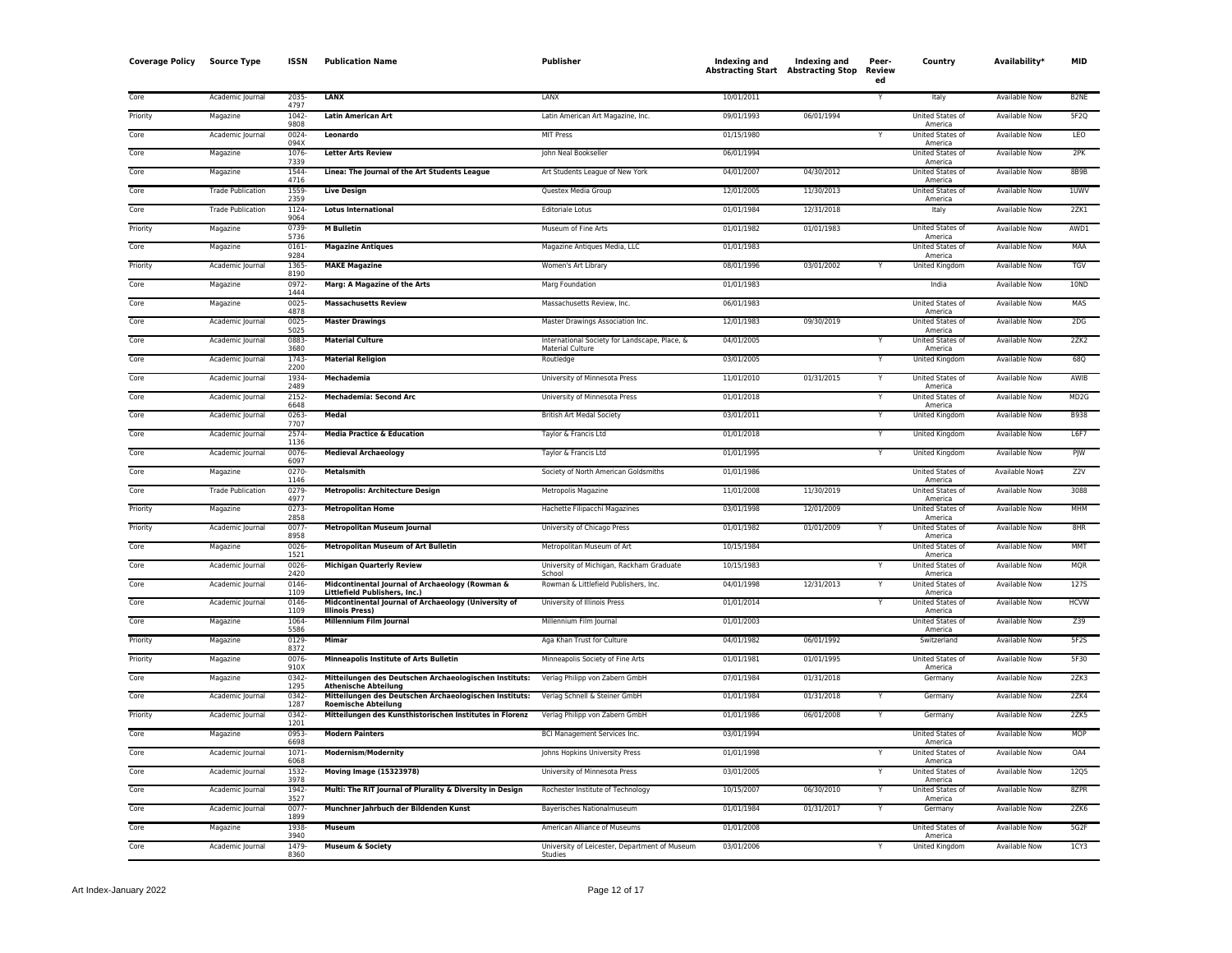| Coverage Policy | Source Type | ISSN | Publication Name | Publisher | Indexing and Abstracting Start | Indexing and Abstracting Stop | Peer-Reviewed | Country | Availability* | MID |
|---|---|---|---|---|---|---|---|---|---|---|
| Core | Academic Journal | 2035-4797 | **LANX** | LANX | 10/01/2011 | | Y | Italy | Available Now | B2NE |
| Priority | Magazine | 1042-9808 | **Latin American Art** | Latin American Art Magazine, Inc. | 09/01/1993 | 06/01/1994 | | United States of America | Available Now | 5F2Q |
| Core | Academic Journal | 0024-094X | **Leonardo** | MIT Press | 01/15/1980 | | Y | United States of America | Available Now | LEO |
| Core | Magazine | 1076-7339 | **Letter Arts Review** | John Neal Bookseller | 06/01/1994 | | | United States of America | Available Now | 2PK |
| Core | Magazine | 1544-4716 | **Linea: The Journal of the Art Students League** | Art Students League of New York | 04/01/2007 | 04/30/2012 | | United States of America | Available Now | 8B9B |
| Core | Trade Publication | 1559-2359 | **Live Design** | Questex Media Group | 12/01/2005 | 11/30/2013 | | United States of America | Available Now | 1UWV |
| Core | Trade Publication | 1124-9064 | **Lotus International** | Editoriale Lotus | 01/01/1984 | 12/31/2018 | | Italy | Available Now | 2ZK1 |
| Priority | Magazine | 0739-5736 | **M Bulletin** | Museum of Fine Arts | 01/01/1982 | 01/01/1983 | | United States of America | Available Now | AWD1 |
| Core | Magazine | 0161-9284 | **Magazine Antiques** | Magazine Antiques Media, LLC | 01/01/1983 | | | United States of America | Available Now | MAA |
| Priority | Academic Journal | 1365-8190 | **MAKE Magazine** | Women's Art Library | 08/01/1996 | 03/01/2002 | Y | United Kingdom | Available Now | TGV |
| Core | Magazine | 0972-1444 | **Marg: A Magazine of the Arts** | Marg Foundation | 01/01/1983 | | | India | Available Now | 10ND |
| Core | Magazine | 0025-4878 | **Massachusetts Review** | Massachusetts Review, Inc. | 06/01/1983 | | | United States of America | Available Now | MAS |
| Core | Academic Journal | 0025-5025 | **Master Drawings** | Master Drawings Association Inc. | 12/01/1983 | 09/30/2019 | | United States of America | Available Now | 2DG |
| Core | Academic Journal | 0883-3680 | **Material Culture** | International Society for Landscape, Place, & Material Culture | 04/01/2005 | | Y | United States of America | Available Now | 2ZK2 |
| Core | Academic Journal | 1743-2200 | **Material Religion** | Routledge | 03/01/2005 | | Y | United Kingdom | Available Now | 68Q |
| Core | Academic Journal | 1934-2489 | **Mechademia** | University of Minnesota Press | 11/01/2010 | 01/31/2015 | Y | United States of America | Available Now | AWIB |
| Core | Academic Journal | 2152-6648 | **Mechademia: Second Arc** | University of Minnesota Press | 01/01/2018 | | Y | United States of America | Available Now | MD2G |
| Core | Academic Journal | 0263-7707 | **Medal** | British Art Medal Society | 03/01/2011 | | Y | United Kingdom | Available Now | B938 |
| Core | Academic Journal | 2574-1136 | **Media Practice & Education** | Taylor & Francis Ltd | 01/01/2018 | | Y | United Kingdom | Available Now | L6F7 |
| Core | Academic Journal | 0076-6097 | **Medieval Archaeology** | Taylor & Francis Ltd | 01/01/1995 | | Y | United Kingdom | Available Now | PJW |
| Core | Magazine | 0270-1146 | **Metalsmith** | Society of North American Goldsmiths | 01/01/1986 | | | United States of America | Available Now‡ | Z2V |
| Core | Trade Publication | 0279-4977 | **Metropolis: Architecture Design** | Metropolis Magazine | 11/01/2008 | 11/30/2019 | | United States of America | Available Now | 3088 |
| Priority | Magazine | 0273-2858 | **Metropolitan Home** | Hachette Filipacchi Magazines | 03/01/1998 | 12/01/2009 | | United States of America | Available Now | MHM |
| Priority | Academic Journal | 0077-8958 | **Metropolitan Museum Journal** | University of Chicago Press | 01/01/1982 | 01/01/2009 | Y | United States of America | Available Now | 8HR |
| Core | Magazine | 0026-1521 | **Metropolitan Museum of Art Bulletin** | Metropolitan Museum of Art | 10/15/1984 | | | United States of America | Available Now | MMT |
| Core | Academic Journal | 0026-2420 | **Michigan Quarterly Review** | University of Michigan, Rackham Graduate School | 10/15/1983 | | Y | United States of America | Available Now | MQR |
| Core | Academic Journal | 0146-1109 | **Midcontinental Journal of Archaeology (Rowman & Littlefield Publishers, Inc.)** | Rowman & Littlefield Publishers, Inc. | 04/01/1998 | 12/31/2013 | Y | United States of America | Available Now | 127S |
| Core | Academic Journal | 0146-1109 | **Midcontinental Journal of Archaeology (University of Illinois Press)** | University of Illinois Press | 01/01/2014 | | Y | United States of America | Available Now | HCVW |
| Core | Magazine | 1064-5586 | **Millennium Film Journal** | Millennium Film Journal | 01/01/2003 | | | United States of America | Available Now | Z39 |
| Priority | Magazine | 0129-8372 | **Mimar** | Aga Khan Trust for Culture | 04/01/1982 | 06/01/1992 | | Switzerland | Available Now | 5F2S |
| Priority | Magazine | 0076-910X | **Minneapolis Institute of Arts Bulletin** | Minneapolis Society of Fine Arts | 01/01/1981 | 01/01/1995 | | United States of America | Available Now | 5F30 |
| Core | Magazine | 0342-1295 | **Mitteilungen des Deutschen Archaeologischen Instituts: Athenische Abteilung** | Verlag Philipp von Zabern GmbH | 07/01/1984 | 01/31/2018 | | Germany | Available Now | 2ZK3 |
| Core | Academic Journal | 0342-1287 | **Mitteilungen des Deutschen Archaeologischen Instituts: Roemische Abteilung** | Verlag Schnell & Steiner GmbH | 01/01/1984 | 01/31/2018 | Y | Germany | Available Now | 2ZK4 |
| Priority | Academic Journal | 0342-1201 | **Mitteilungen des Kunsthistorischen Institutes in Florenz** | Verlag Philipp von Zabern GmbH | 01/01/1986 | 06/01/2008 | Y | Germany | Available Now | 2ZK5 |
| Core | Magazine | 0953-6698 | **Modern Painters** | BCI Management Services Inc. | 03/01/1994 | | | United States of America | Available Now | MOP |
| Core | Academic Journal | 1071-6068 | **Modernism/Modernity** | Johns Hopkins University Press | 01/01/1998 | | Y | United States of America | Available Now | OA4 |
| Core | Academic Journal | 1532-3978 | **Moving Image (15323978)** | University of Minnesota Press | 03/01/2005 | | Y | United States of America | Available Now | 12Q5 |
| Core | Academic Journal | 1942-3527 | **Multi: The RIT Journal of Plurality & Diversity in Design** | Rochester Institute of Technology | 10/15/2007 | 06/30/2010 | Y | United States of America | Available Now | 8ZPR |
| Core | Academic Journal | 0077-1899 | **Munchner Jahrbuch der Bildenden Kunst** | Bayerisches Nationalmuseum | 01/01/1984 | 01/31/2017 | Y | Germany | Available Now | 2ZK6 |
| Core | Magazine | 1938-3940 | **Museum** | American Alliance of Museums | 01/01/2008 | | | United States of America | Available Now | 5G2F |
| Core | Academic Journal | 1479-8360 | **Museum & Society** | University of Leicester, Department of Museum Studies | 03/01/2006 | | Y | United Kingdom | Available Now | 1CY3 |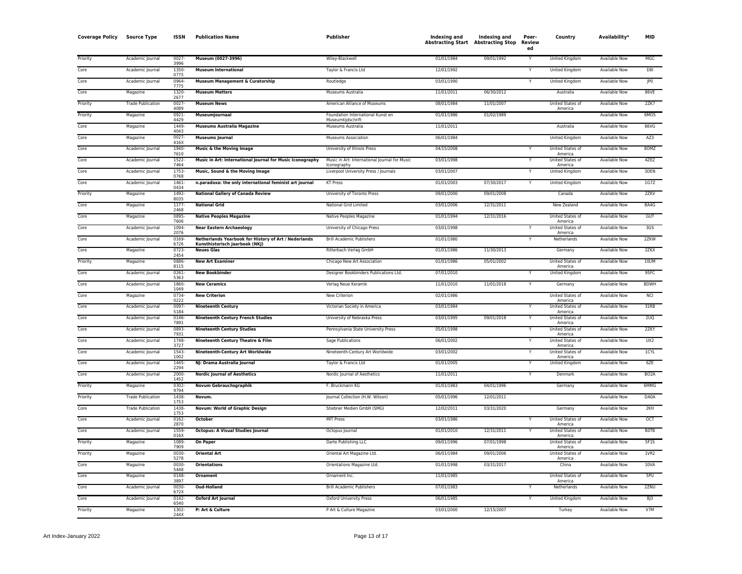| Coverage Policy | Source Type | ISSN | Publication Name | Publisher | Indexing and Abstracting Start | Indexing and Abstracting Stop | Peer-Reviewed | Country | Availability* | MID |
|---|---|---|---|---|---|---|---|---|---|---|
| Priority | Academic Journal | 0027-3996 | **Museum (0027-3996)** | Wiley-Blackwell | 01/01/1984 | 09/01/1992 | Y | United Kingdom | Available Now | MGC |
| Core | Academic Journal | 1350-0775 | **Museum International** | Taylor & Francis Ltd | 12/01/1992 | | Y | United Kingdom | Available Now | D8I |
| Core | Academic Journal | 0964-7775 | **Museum Management & Curatorship** | Routledge | 03/01/1990 | | Y | United Kingdom | Available Now | JP0 |
| Core | Magazine | 1320-2677 | **Museum Matters** | Museums Australia | 11/01/2011 | 06/30/2012 | | Australia | Available Now | 86VE |
| Priority | Trade Publication | 0027-4089 | **Museum News** | American Alliance of Museums | 08/01/1984 | 11/01/2007 | | United States of America | Available Now | 2ZK7 |
| Priority | Magazine | 0921-4429 | **Museumjournaal** | Foundation International Kunst en Museumtijdschrift | 01/01/1986 | 01/02/1989 | | | Available Now | 6MO5 |
| Core | Magazine | 1449-4043 | **Museums Australia Magazine** | Museums Australia | 11/01/2011 | | | Australia | Available Now | 86VG |
| Core | Magazine | 0027-416X | **Museums Journal** | Museums Association | 06/01/1984 | | | United Kingdom | Available Now | AZ3 |
| Core | Academic Journal | 1940-7610 | **Music & the Moving Image** | University of Illinois Press | 04/15/2008 | | Y | United States of America | Available Now | 8OMZ |
| Core | Academic Journal | 1522-7464 | **Music in Art: International Journal for Music Iconography** | Music in Art: International Journal for Music Iconography | 03/01/1998 | | Y | United States of America | Available Now | 4ZEZ |
| Core | Academic Journal | 1753-0768 | **Music, Sound & the Moving Image** | Liverpool University Press / Journals | 03/01/2007 | | Y | United Kingdom | Available Now | 3DEN |
| Core | Academic Journal | 1461-0434 | **n.paradoxa: the only international feminist art journal** | KT Press | 01/01/2003 | 07/30/2017 | Y | United Kingdom | Available Now | 1G7Z |
| Priority | Magazine | 1492-8035 | **National Gallery of Canada Review** | University of Toronto Press | 09/01/2000 | 09/01/2008 | | Canada | Available Now | 2ZKV |
| Core | Magazine | 1177-2468 | **National Grid** | National Grid Limited | 03/01/2006 | 12/31/2011 | | New Zealand | Available Now | BA4G |
| Core | Magazine | 0895-7606 | **Native Peoples Magazine** | Native Peoples Magazine | 01/01/1994 | 12/31/2016 | | United States of America | Available Now | GUT |
| Core | Academic Journal | 1094-2076 | **Near Eastern Archaeology** | University of Chicago Press | 03/01/1998 | | Y | United States of America | Available Now | 3GS |
| Core | Academic Journal | 0169-6726 | **Netherlands Yearbook for History of Art / Nederlands Kunsthistorisch Jaarboek (NKJ)** | Brill Academic Publishers | 01/01/1980 | | Y | Netherlands | Available Now | 2ZKW |
| Core | Magazine | 0723-2454 | **Neues Glas** | Ritterbach Verlag GmbH | 01/01/1986 | 11/30/2013 | | Germany | Available Now | 2ZKX |
| Priority | Magazine | 0886-8115 | **New Art Examiner** | Chicago New Art Association | 01/01/1986 | 05/01/2002 | | United States of America | Available Now | 10UM |
| Core | Academic Journal | 0261-5363 | **New Bookbinder** | Designer Bookbinders Publications Ltd. | 07/01/2010 | | Y | United Kingdom | Available Now | 95FC |
| Core | Academic Journal | 1860-1049 | **New Ceramics** | Verlag Neue Keramik | 11/01/2010 | 11/01/2018 | Y | Germany | Available Now | BDWH |
| Core | Magazine | 0734-0222 | **New Criterion** | New Criterion | 02/01/1986 | | | United States of America | Available Now | NCI |
| Core | Academic Journal | 0097-5184 | **Nineteenth Century** | Victorian Society in America | 03/01/1984 | | Y | United States of America | Available Now | 31RB |
| Core | Academic Journal | 0146-7891 | **Nineteenth Century French Studies** | University of Nebraska Press | 03/01/1995 | 09/01/2018 | Y | United States of America | Available Now | 2UQ |
| Core | Academic Journal | 0893-7931 | **Nineteenth Century Studies** | Pennsylvania State University Press | 05/01/1998 | | Y | United States of America | Available Now | 2ZKY |
| Core | Academic Journal | 1748-3727 | **Nineteenth Century Theatre & Film** | Sage Publications | 06/01/2002 | | Y | United States of America | Available Now | UX2 |
| Core | Academic Journal | 1543-1002 | **Nineteenth-Century Art Worldwide** | Nineteenth-Century Art Worldwide | 03/01/2002 | | Y | United States of America | Available Now | 1CYL |
| Core | Academic Journal | 1445-2294 | **NJ: Drama Australia Journal** | Taylor & Francis Ltd | 01/01/2005 | | Y | United Kingdom | Available Now | 6ZE |
| Core | Academic Journal | 2000-1452 | **Nordic Journal of Aesthetics** | Nordic Journal of Aesthetics | 11/01/2011 | | Y | Denmark | Available Now | BO2A |
| Priority | Magazine | 0302-9794 | **Novum Gebrauchsgraphik** | F. Bruckmann KG | 01/01/1983 | 04/01/1996 | | Germany | Available Now | 6MMG |
| Priority | Trade Publication | 1438-1753 | **Novum.** | Journal Collection (H.W. Wilson) | 05/01/1996 | 12/01/2011 | | | Available Now | DA0A |
| Core | Trade Publication | 1438-1753 | **Novum: World of Graphic Design** | Stiebner Medien GmbH (SMG) | 12/02/2011 | 03/31/2020 | | Germany | Available Now | 2KH |
| Core | Academic Journal | 0162-2870 | **October** | MIT Press | 03/01/1986 | | Y | United States of America | Available Now | OCT |
| Core | Academic Journal | 1559-016X | **Octopus: A Visual Studies Journal** | Octopus Journal | 01/01/2010 | 12/31/2011 | Y | United States of America | Available Now | B0TB |
| Priority | Magazine | 1089-7909 | **On Paper** | Darte Publishing LLC | 09/01/1996 | 07/01/1998 | | United States of America | Available Now | 5F1S |
| Priority | Magazine | 0030-5278 | **Oriental Art** | Oriental Art Magazine Ltd. | 06/01/1984 | 09/01/2006 | | United States of America | Available Now | 1VR2 |
| Core | Magazine | 0030-5448 | **Orientations** | Orientations Magazine Ltd. | 01/01/1998 | 03/31/2017 | | China | Available Now | 10VA |
| Core | Magazine | 0148-3897 | **Ornament** | Ornament Inc. | 11/01/1985 | | | United States of America | Available Now | 5PU |
| Core | Academic Journal | 0030-672X | **Oud-Holland** | Brill Academic Publishers | 07/01/1983 | | Y | Netherlands | Available Now | 2ZNU |
| Core | Academic Journal | 0142-6540 | **Oxford Art Journal** | Oxford University Press | 06/01/1985 | | Y | United Kingdom | Available Now | BJ3 |
| Priority | Magazine | 1302-244X | **P: Art & Culture** | P Art & Culture Magazine | 03/01/2000 | 12/15/2007 | | Turkey | Available Now | V7M |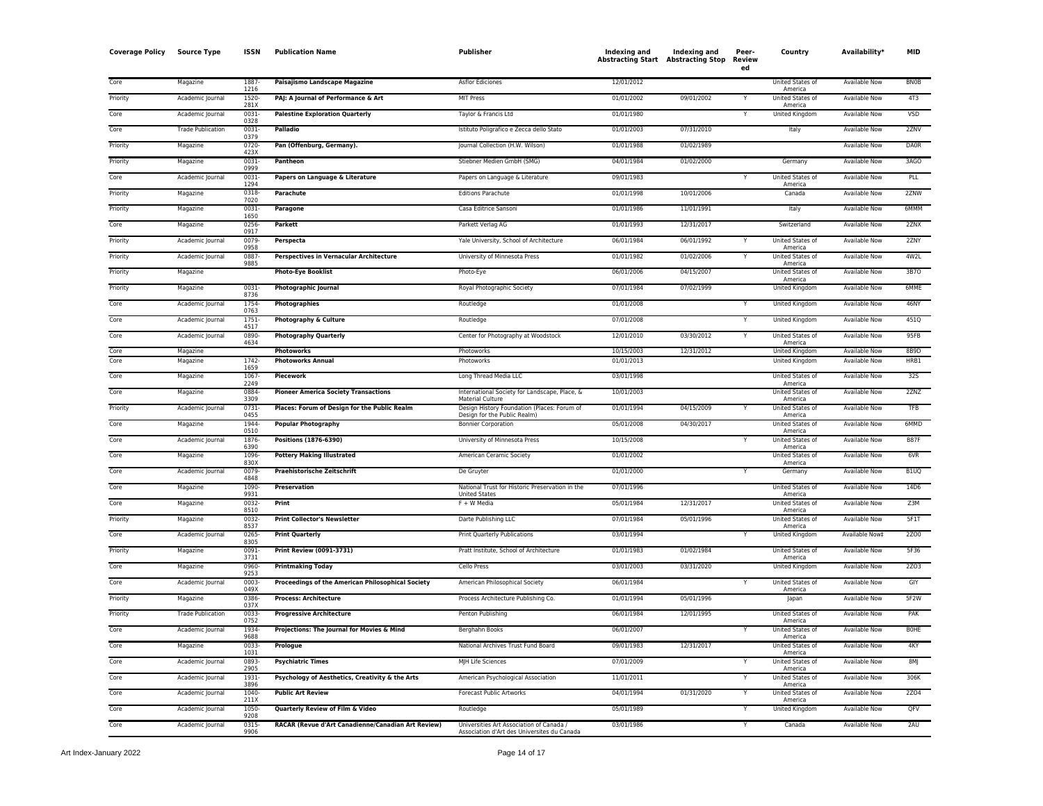| Coverage Policy | Source Type | ISSN | Publication Name | Publisher | Indexing and Abstracting Start | Indexing and Abstracting Stop | Peer-Reviewed | Country | Availability* | MID |
|---|---|---|---|---|---|---|---|---|---|---|
| Core | Magazine | 1887-1216 | **Paisajismo Landscape Magazine** | Asflor Ediciones | 12/01/2012 | | | United States of America | Available Now | BN0B |
| Priority | Academic Journal | 1520-281X | **PAJ: A Journal of Performance & Art** | MIT Press | 01/01/2002 | 09/01/2002 | Y | United States of America | Available Now | 4T3 |
| Core | Academic Journal | 0031-0328 | **Palestine Exploration Quarterly** | Taylor & Francis Ltd | 01/01/1980 | | Y | United Kingdom | Available Now | VSD |
| Core | Trade Publication | 0031-0379 | **Palladio** | Istituto Poligrafico e Zecca dello Stato | 01/01/2003 | 07/31/2010 | | Italy | Available Now | 2ZNV |
| Priority | Magazine | 0720-423X | **Pan (Offenburg, Germany).** | Journal Collection (H.W. Wilson) | 01/01/1988 | 01/02/1989 | | | Available Now | DA0R |
| Priority | Magazine | 0031-0999 | **Pantheon** | Stiebner Medien GmbH (SMG) | 04/01/1984 | 01/02/2000 | | Germany | Available Now | 3AGO |
| Core | Academic Journal | 0031-1294 | **Papers on Language & Literature** | Papers on Language & Literature | 09/01/1983 | | Y | United States of America | Available Now | PLL |
| Priority | Magazine | 0318-7020 | **Parachute** | Editions Parachute | 01/01/1998 | 10/01/2006 | | Canada | Available Now | 2ZNW |
| Priority | Magazine | 0031-1650 | **Paragone** | Casa Editrice Sansoni | 01/01/1986 | 11/01/1991 | | Italy | Available Now | 6MMM |
| Core | Magazine | 0256-0917 | **Parkett** | Parkett Verlag AG | 01/01/1993 | 12/31/2017 | | Switzerland | Available Now | 2ZNX |
| Priority | Academic Journal | 0079-0958 | **Perspecta** | Yale University, School of Architecture | 06/01/1984 | 06/01/1992 | Y | United States of America | Available Now | 2ZNY |
| Priority | Academic Journal | 0887-9885 | **Perspectives in Vernacular Architecture** | University of Minnesota Press | 01/01/1982 | 01/02/2006 | Y | United States of America | Available Now | 4W2L |
| Priority | Magazine | | **Photo-Eye Booklist** | Photo-Eye | 06/01/2006 | 04/15/2007 | | United States of America | Available Now | 3B7O |
| Priority | Magazine | 0031-8736 | **Photographic Journal** | Royal Photographic Society | 07/01/1984 | 07/02/1999 | | United Kingdom | Available Now | 6MME |
| Core | Academic Journal | 1754-0763 | **Photographies** | Routledge | 01/01/2008 | | Y | United Kingdom | Available Now | 46NY |
| Core | Academic Journal | 1751-4517 | **Photography & Culture** | Routledge | 07/01/2008 | | Y | United Kingdom | Available Now | 451Q |
| Core | Academic Journal | 0890-4634 | **Photography Quarterly** | Center for Photography at Woodstock | 12/01/2010 | 03/30/2012 | Y | United States of America | Available Now | 95FB |
| Core | Magazine | | **Photoworks** | Photoworks | 10/15/2003 | 12/31/2012 | | United Kingdom | Available Now | 8B9D |
| Core | Magazine | 1742-1659 | **Photoworks Annual** | Photoworks | 01/01/2013 | | | United Kingdom | Available Now | HRB1 |
| Core | Magazine | 1067-2249 | **Piecework** | Long Thread Media LLC | 03/01/1998 | | | United States of America | Available Now | 32S |
| Core | Magazine | 0884-3309 | **Pioneer America Society Transactions** | International Society for Landscape, Place, & Material Culture | 10/01/2003 | | | United States of America | Available Now | 2ZNZ |
| Priority | Academic Journal | 0731-0455 | **Places: Forum of Design for the Public Realm** | Design History Foundation (Places: Forum of Design for the Public Realm) | 01/01/1994 | 04/15/2009 | Y | United States of America | Available Now | TFB |
| Core | Magazine | 1944-0510 | **Popular Photography** | Bonnier Corporation | 05/01/2008 | 04/30/2017 | | United States of America | Available Now | 6MMD |
| Core | Academic Journal | 1876-6390 | **Positions (1876-6390)** | University of Minnesota Press | 10/15/2008 | | Y | United States of America | Available Now | B87F |
| Core | Magazine | 1096-830X | **Pottery Making Illustrated** | American Ceramic Society | 01/01/2002 | | | United States of America | Available Now | 6VR |
| Core | Academic Journal | 0079-4848 | **Praehistorische Zeitschrift** | De Gruyter | 01/01/2000 | | Y | Germany | Available Now | B1UQ |
| Core | Magazine | 1090-9931 | **Preservation** | National Trust for Historic Preservation in the United States | 07/01/1996 | | | United States of America | Available Now | 14D6 |
| Core | Magazine | 0032-8510 | **Print** | F + W Media | 05/01/1984 | 12/31/2017 | | United States of America | Available Now | Z3M |
| Priority | Magazine | 0032-8537 | **Print Collector's Newsletter** | Darte Publishing LLC | 07/01/1984 | 05/01/1996 | | United States of America | Available Now | 5F1T |
| Core | Academic Journal | 0265-8305 | **Print Quarterly** | Print Quarterly Publications | 03/01/1994 | | Y | United Kingdom | Available Now‡ | 2ZO0 |
| Priority | Magazine | 0091-3731 | **Print Review (0091-3731)** | Pratt Institute, School of Architecture | 01/01/1983 | 01/02/1984 | | United States of America | Available Now | 5F36 |
| Core | Magazine | 0960-9253 | **Printmaking Today** | Cello Press | 03/01/2003 | 03/31/2020 | | United Kingdom | Available Now | 2ZO3 |
| Core | Academic Journal | 0003-049X | **Proceedings of the American Philosophical Society** | American Philosophical Society | 06/01/1984 | | Y | United States of America | Available Now | GIY |
| Priority | Magazine | 0386-037X | **Process: Architecture** | Process Architecture Publishing Co. | 01/01/1994 | 05/01/1996 | | Japan | Available Now | 5F2W |
| Priority | Trade Publication | 0033-0752 | **Progressive Architecture** | Penton Publishing | 06/01/1984 | 12/01/1995 | | United States of America | Available Now | PAK |
| Core | Academic Journal | 1934-9688 | **Projections: The Journal for Movies & Mind** | Berghahn Books | 06/01/2007 | | Y | United States of America | Available Now | B0HE |
| Core | Magazine | 0033-1031 | **Prologue** | National Archives Trust Fund Board | 09/01/1983 | 12/31/2017 | | United States of America | Available Now | 4KY |
| Core | Academic Journal | 0893-2905 | **Psychiatric Times** | MJH Life Sciences | 07/01/2009 | | Y | United States of America | Available Now | 8MJ |
| Core | Academic Journal | 1931-3896 | **Psychology of Aesthetics, Creativity & the Arts** | American Psychological Association | 11/01/2011 | | Y | United States of America | Available Now | 306K |
| Core | Academic Journal | 1040-211X | **Public Art Review** | Forecast Public Artworks | 04/01/1994 | 01/31/2020 | Y | United States of America | Available Now | 2ZO4 |
| Core | Academic Journal | 1050-9208 | **Quarterly Review of Film & Video** | Routledge | 05/01/1989 | | Y | United Kingdom | Available Now | QFV |
| Core | Academic Journal | 0315-9906 | **RACAR (Revue d'Art Canadienne/Canadian Art Review)** | Universities Art Association of Canada / Association d'Art des Universites du Canada | 03/01/1986 | | Y | Canada | Available Now | 2AU |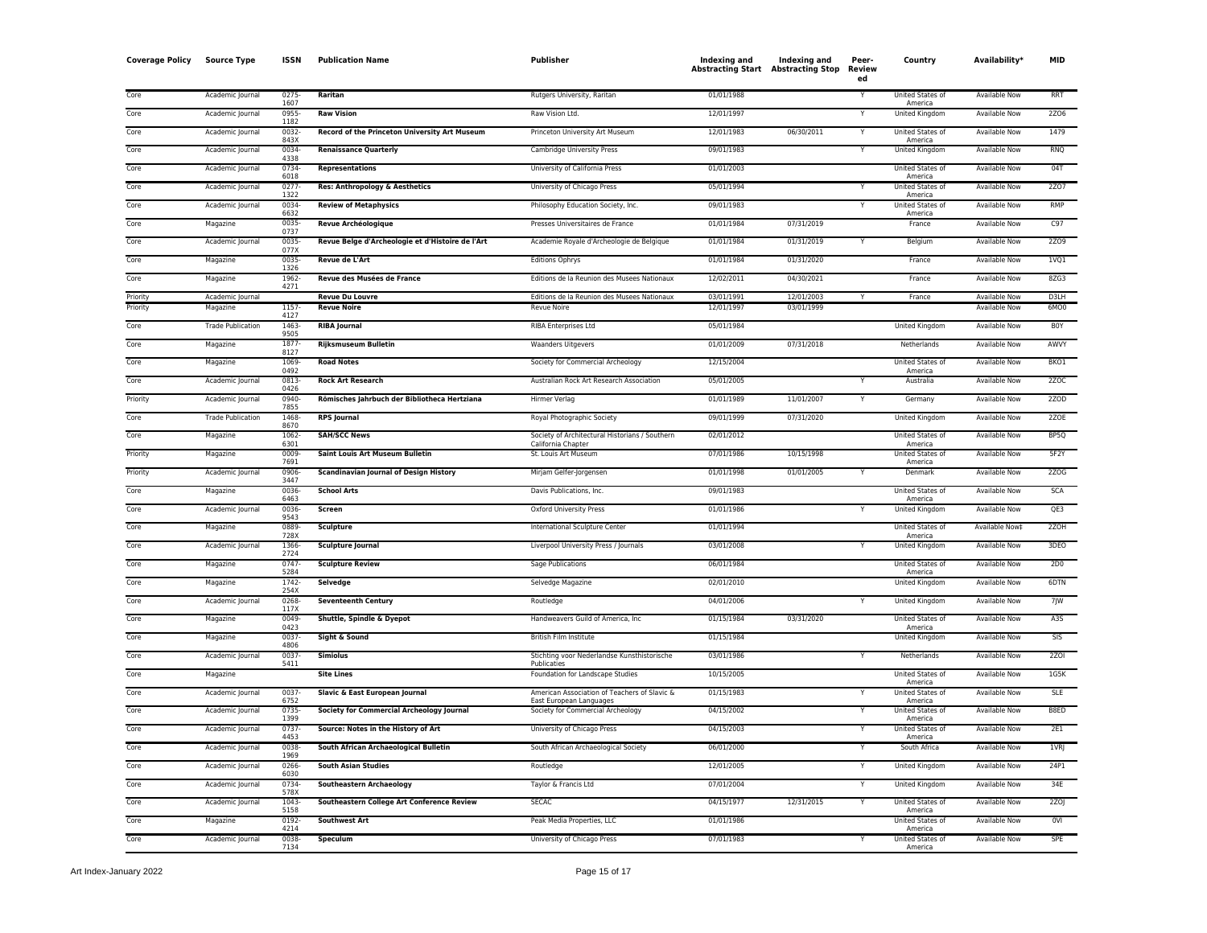| Coverage Policy | Source Type | ISSN | Publication Name | Publisher | Indexing and Abstracting Start | Indexing and Abstracting Stop | Peer-Reviewed | Country | Availability* | MID |
|---|---|---|---|---|---|---|---|---|---|---|
| Core | Academic Journal | 0275-1607 | **Raritan** | Rutgers University, Raritan | 01/01/1988 | | Y | United States of America | Available Now | RRT |
| Core | Academic Journal | 0955-1182 | **Raw Vision** | Raw Vision Ltd. | 12/01/1997 | | Y | United Kingdom | Available Now | 2ZO6 |
| Core | Academic Journal | 0032-843X | **Record of the Princeton University Art Museum** | Princeton University Art Museum | 12/01/1983 | 06/30/2011 | Y | United States of America | Available Now | 1479 |
| Core | Academic Journal | 0034-4338 | **Renaissance Quarterly** | Cambridge University Press | 09/01/1983 | | Y | United Kingdom | Available Now | RNQ |
| Core | Academic Journal | 0734-6018 | **Representations** | University of California Press | 01/01/2003 | | | United States of America | Available Now | 04T |
| Core | Academic Journal | 0277-1322 | **Res: Anthropology & Aesthetics** | University of Chicago Press | 05/01/1994 | | Y | United States of America | Available Now | 2ZO7 |
| Core | Academic Journal | 0034-6632 | **Review of Metaphysics** | Philosophy Education Society, Inc. | 09/01/1983 | | Y | United States of America | Available Now | RMP |
| Core | Magazine | 0035-0737 | **Revue Archéologique** | Presses Universitaires de France | 01/01/1984 | 07/31/2019 | | France | Available Now | C97 |
| Core | Academic Journal | 0035-077X | **Revue Belge d'Archeologie et d'Histoire de l'Art** | Academie Royale d'Archeologie de Belgique | 01/01/1984 | 01/31/2019 | Y | Belgium | Available Now | 2ZO9 |
| Core | Magazine | 0035-1326 | **Revue de L'Art** | Editions Ophrys | 01/01/1984 | 01/31/2020 | | France | Available Now | 1VQ1 |
| Core | Magazine | 1962-4271 | **Revue des Musées de France** | Editions de la Reunion des Musees Nationaux | 12/02/2011 | 04/30/2021 | | France | Available Now | 8ZG3 |
| Priority | Academic Journal | | **Revue Du Louvre** | Editions de la Reunion des Musees Nationaux | 03/01/1991 | 12/01/2003 | Y | France | Available Now | D3LH |
| Priority | Magazine | 1157-4127 | **Revue Noire** | Revue Noire | 12/01/1997 | 03/01/1999 | | | Available Now | 6MO0 |
| Core | Trade Publication | 1463-9505 | **RIBA Journal** | RIBA Enterprises Ltd | 05/01/1984 | | | United Kingdom | Available Now | B0Y |
| Core | Magazine | 1877-8127 | **Rijksmuseum Bulletin** | Waanders Uitgevers | 01/01/2009 | 07/31/2018 | | Netherlands | Available Now | AWVY |
| Core | Magazine | 1069-0492 | **Road Notes** | Society for Commercial Archeology | 12/15/2004 | | | United States of America | Available Now | BKO1 |
| Core | Academic Journal | 0813-0426 | **Rock Art Research** | Australian Rock Art Research Association | 05/01/2005 | | Y | Australia | Available Now | 2ZOC |
| Priority | Academic Journal | 0940-7855 | **Römisches Jahrbuch der Bibliotheca Hertziana** | Hirmer Verlag | 01/01/1989 | 11/01/2007 | Y | Germany | Available Now | 2ZOD |
| Core | Trade Publication | 1468-8670 | **RPS Journal** | Royal Photographic Society | 09/01/1999 | 07/31/2020 | | United Kingdom | Available Now | 2ZOE |
| Core | Magazine | 1062-6301 | **SAH/SCC News** | Society of Architectural Historians / Southern California Chapter | 02/01/2012 | | | United States of America | Available Now | BP5Q |
| Priority | Magazine | 0009-7691 | **Saint Louis Art Museum Bulletin** | St. Louis Art Museum | 07/01/1986 | 10/15/1998 | | United States of America | Available Now | 5F2Y |
| Priority | Academic Journal | 0906-3447 | **Scandinavian Journal of Design History** | Mirjam Gelfer-Jorgensen | 01/01/1998 | 01/01/2005 | Y | Denmark | Available Now | 2ZOG |
| Core | Magazine | 0036-6463 | **School Arts** | Davis Publications, Inc. | 09/01/1983 | | | United States of America | Available Now | SCA |
| Core | Academic Journal | 0036-9543 | **Screen** | Oxford University Press | 01/01/1986 | | Y | United Kingdom | Available Now | QE3 |
| Core | Magazine | 0889-728X | **Sculpture** | International Sculpture Center | 01/01/1994 | | | United States of America | Available Now‡ | 2ZOH |
| Core | Academic Journal | 1366-2724 | **Sculpture Journal** | Liverpool University Press / Journals | 03/01/2008 | | Y | United Kingdom | Available Now | 3DEO |
| Core | Magazine | 0747-5284 | **Sculpture Review** | Sage Publications | 06/01/1984 | | | United States of America | Available Now | 2D0 |
| Core | Magazine | 1742-254X | **Selvedge** | Selvedge Magazine | 02/01/2010 | | | United Kingdom | Available Now | 6DTN |
| Core | Academic Journal | 0268-117X | **Seventeenth Century** | Routledge | 04/01/2006 | | Y | United Kingdom | Available Now | 7JW |
| Core | Magazine | 0049-0423 | **Shuttle, Spindle & Dyepot** | Handweavers Guild of America, Inc | 01/15/1984 | 03/31/2020 | | United States of America | Available Now | A3S |
| Core | Magazine | 0037-4806 | **Sight & Sound** | British Film Institute | 01/15/1984 | | | United Kingdom | Available Now | SIS |
| Core | Academic Journal | 0037-5411 | **Simiolus** | Stichting voor Nederlandse Kunsthistorische Publicaties | 03/01/1986 | | Y | Netherlands | Available Now | 2ZOI |
| Core | Magazine | | **Site Lines** | Foundation for Landscape Studies | 10/15/2005 | | | United States of America | Available Now | 1G5K |
| Core | Academic Journal | 0037-6752 | **Slavic & East European Journal** | American Association of Teachers of Slavic & East European Languages | 01/15/1983 | | Y | United States of America | Available Now | SLE |
| Core | Academic Journal | 0735-1399 | **Society for Commercial Archeology Journal** | Society for Commercial Archeology | 04/15/2002 | | Y | United States of America | Available Now | B8ED |
| Core | Academic Journal | 0737-4453 | **Source: Notes in the History of Art** | University of Chicago Press | 04/15/2003 | | Y | United States of America | Available Now | 2E1 |
| Core | Academic Journal | 0038-1969 | **South African Archaeological Bulletin** | South African Archaeological Society | 06/01/2000 | | Y | South Africa | Available Now | 1VRJ |
| Core | Academic Journal | 0266-6030 | **South Asian Studies** | Routledge | 12/01/2005 | | Y | United Kingdom | Available Now | 24P1 |
| Core | Academic Journal | 0734-578X | **Southeastern Archaeology** | Taylor & Francis Ltd | 07/01/2004 | | Y | United Kingdom | Available Now | 34E |
| Core | Academic Journal | 1043-5158 | **Southeastern College Art Conference Review** | SECAC | 04/15/1977 | 12/31/2015 | Y | United States of America | Available Now | 2ZOJ |
| Core | Magazine | 0192-4214 | **Southwest Art** | Peak Media Properties, LLC | 01/01/1986 | | | United States of America | Available Now | 0VI |
| Core | Academic Journal | 0038-7134 | **Speculum** | University of Chicago Press | 07/01/1983 | | Y | United States of America | Available Now | SPE |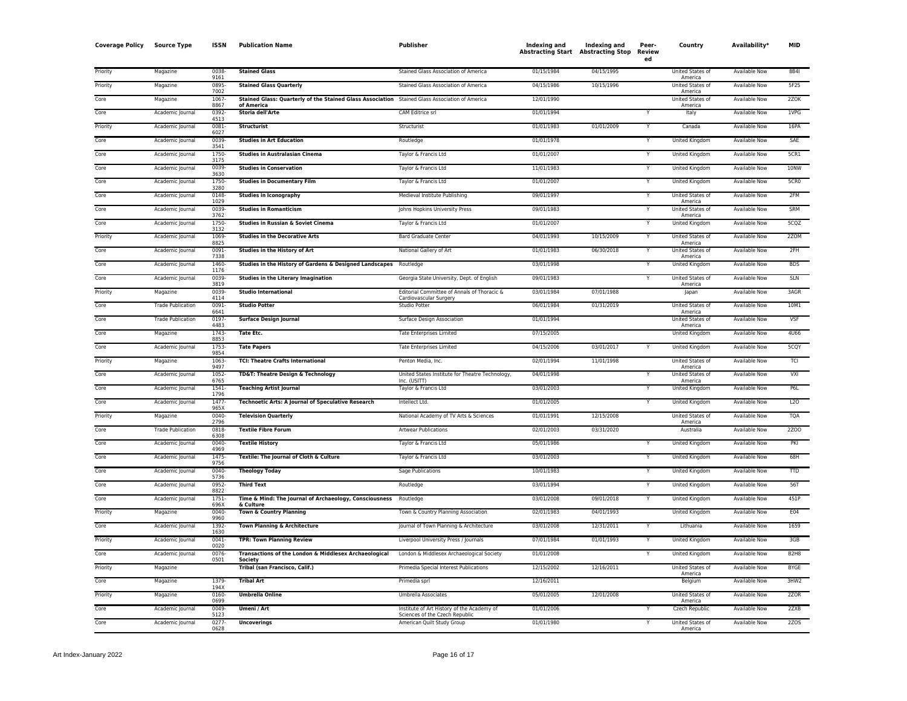| Coverage Policy | Source Type | ISSN | Publication Name | Publisher | Indexing and Abstracting Start | Indexing and Abstracting Stop | Peer-Reviewed | Country | Availability* | MID |
|---|---|---|---|---|---|---|---|---|---|---|
| Priority | Magazine | 0038-9161 | **Stained Glass** | Stained Glass Association of America | 01/15/1984 | 04/15/1995 | | United States of America | Available Now | 8B4I |
| Priority | Magazine | 0895-7002 | **Stained Glass Quarterly** | Stained Glass Association of America | 04/15/1986 | 10/15/1996 | | United States of America | Available Now | 5F25 |
| Core | Magazine | 1067-8867 | **Stained Glass: Quarterly of the Stained Glass Association of America** | Stained Glass Association of America | 12/01/1990 | | | United States of America | Available Now | 2ZOK |
| Core | Academic Journal | 0392-4513 | **Storia dell'Arte** | CAM Editrice srl | 01/01/1994 | | Y | Italy | Available Now | 1VPG |
| Priority | Academic Journal | 0081-6027 | **Structurist** | Structurist | 01/01/1983 | 01/01/2009 | Y | Canada | Available Now | 16PA |
| Core | Academic Journal | 0039-3541 | **Studies in Art Education** | Routledge | 01/01/1978 | | Y | United Kingdom | Available Now | SAE |
| Core | Academic Journal | 1750-3175 | **Studies in Australasian Cinema** | Taylor & Francis Ltd | 01/01/2007 | | Y | United Kingdom | Available Now | 5CR1 |
| Core | Academic Journal | 0039-3630 | **Studies in Conservation** | Taylor & Francis Ltd | 11/01/1983 | | Y | United Kingdom | Available Now | 10NW |
| Core | Academic Journal | 1750-3280 | **Studies in Documentary Film** | Taylor & Francis Ltd | 01/01/2007 | | Y | United Kingdom | Available Now | 5CR0 |
| Core | Academic Journal | 0148-1029 | **Studies in Iconography** | Medieval Institute Publishing | 09/01/1997 | | Y | United States of America | Available Now | 2FM |
| Core | Academic Journal | 0039-3762 | **Studies in Romanticism** | Johns Hopkins University Press | 09/01/1983 | | Y | United States of America | Available Now | SRM |
| Core | Academic Journal | 1750-3132 | **Studies in Russian & Soviet Cinema** | Taylor & Francis Ltd | 01/01/2007 | | Y | United Kingdom | Available Now | 5CQZ |
| Priority | Academic Journal | 1069-8825 | **Studies in the Decorative Arts** | Bard Graduate Center | 04/01/1993 | 10/15/2009 | Y | United States of America | Available Now | 2ZOM |
| Core | Academic Journal | 0091-7338 | **Studies in the History of Art** | National Gallery of Art | 01/01/1983 | 06/30/2018 | Y | United States of America | Available Now | 2FH |
| Core | Academic Journal | 1460-1176 | **Studies in the History of Gardens & Designed Landscapes** | Routledge | 03/01/1998 | | Y | United Kingdom | Available Now | BDS |
| Core | Academic Journal | 0039-3819 | **Studies in the Literary Imagination** | Georgia State University, Dept. of English | 09/01/1983 | | Y | United States of America | Available Now | SLN |
| Priority | Magazine | 0039-4114 | **Studio International** | Editorial Committee of Annals of Thoracic & Cardiovascular Surgery | 03/01/1984 | 07/01/1988 | | Japan | Available Now | 3AGR |
| Core | Trade Publication | 0091-6641 | **Studio Potter** | Studio Potter | 06/01/1984 | 01/31/2019 | | United States of America | Available Now | 10M1 |
| Core | Trade Publication | 0197-4483 | **Surface Design Journal** | Surface Design Association | 01/01/1994 | | | United States of America | Available Now | VSF |
| Core | Magazine | 1743-8853 | **Tate Etc.** | Tate Enterprises Limited | 07/15/2005 | | | United Kingdom | Available Now | 4U66 |
| Core | Academic Journal | 1753-9854 | **Tate Papers** | Tate Enterprises Limited | 04/15/2006 | 03/01/2017 | Y | United Kingdom | Available Now | 5CQY |
| Priority | Magazine | 1063-9497 | **TCI: Theatre Crafts International** | Penton Media, Inc. | 02/01/1994 | 11/01/1998 | | United States of America | Available Now | TCI |
| Core | Academic Journal | 1052-6765 | **TD&T: Theatre Design & Technology** | United States Institute for Theatre Technology, Inc. (USITT) | 04/01/1998 | | Y | United States of America | Available Now | VXI |
| Core | Academic Journal | 1541-1796 | **Teaching Artist Journal** | Taylor & Francis Ltd | 03/01/2003 | | Y | United Kingdom | Available Now | P6L |
| Core | Academic Journal | 1477-965X | **Technoetic Arts: A Journal of Speculative Research** | Intellect Ltd. | 01/01/2005 | | Y | United Kingdom | Available Now | L2O |
| Priority | Magazine | 0040-2796 | **Television Quarterly** | National Academy of TV Arts & Sciences | 01/01/1991 | 12/15/2008 | | United States of America | Available Now | TQA |
| Core | Trade Publication | 0818-6308 | **Textile Fibre Forum** | Artwear Publications | 02/01/2003 | 03/31/2020 | | Australia | Available Now | 2ZOO |
| Core | Academic Journal | 0040-4969 | **Textile History** | Taylor & Francis Ltd | 05/01/1986 | | Y | United Kingdom | Available Now | PKI |
| Core | Academic Journal | 1475-9756 | **Textile: The Journal of Cloth & Culture** | Taylor & Francis Ltd | 03/01/2003 | | Y | United Kingdom | Available Now | 68H |
| Core | Academic Journal | 0040-5736 | **Theology Today** | Sage Publications | 10/01/1983 | | Y | United Kingdom | Available Now | TTD |
| Core | Academic Journal | 0952-8822 | **Third Text** | Routledge | 03/01/1994 | | Y | United Kingdom | Available Now | 56T |
| Core | Academic Journal | 1751-696X | **Time & Mind: The Journal of Archaeology, Consciousness & Culture** | Routledge | 03/01/2008 | 09/01/2018 | Y | United Kingdom | Available Now | 451P |
| Priority | Magazine | 0040-9960 | **Town & Country Planning** | Town & Country Planning Association | 02/01/1983 | 04/01/1993 | | United Kingdom | Available Now | E04 |
| Core | Academic Journal | 1392-1630 | **Town Planning & Architecture** | Journal of Town Planning & Architecture | 03/01/2008 | 12/31/2011 | Y | Lithuania | Available Now | 1659 |
| Priority | Academic Journal | 0041-0020 | **TPR: Town Planning Review** | Liverpool University Press / Journals | 07/01/1984 | 01/01/1993 | Y | United Kingdom | Available Now | 3GB |
| Core | Academic Journal | 0076-0501 | **Transactions of the London & Middlesex Archaeological Society** | London & Middlesex Archaeological Society | 01/01/2008 | | Y | United Kingdom | Available Now | B2H8 |
| Priority | Magazine | | **Tribal (san Francisco, Calif.)** | Primedia Special Interest Publications | 12/15/2002 | 12/16/2011 | | United States of America | Available Now | BYGE |
| Core | Magazine | 1379-194X | **Tribal Art** | Primedia sprl | 12/16/2011 | | | Belgium | Available Now | 3HW2 |
| Priority | Magazine | 0160-0699 | **Umbrella Online** | Umbrella Associates | 05/01/2005 | 12/01/2008 | | United States of America | Available Now | 2ZOR |
| Core | Academic Journal | 0049-5123 | **Umeni / Art** | Institute of Art History of the Academy of Sciences of the Czech Republic | 01/01/2006 | | Y | Czech Republic | Available Now | 2ZXB |
| Core | Academic Journal | 0277-0628 | **Uncoverings** | American Quilt Study Group | 01/01/1980 | | Y | United States of America | Available Now | 2ZOS |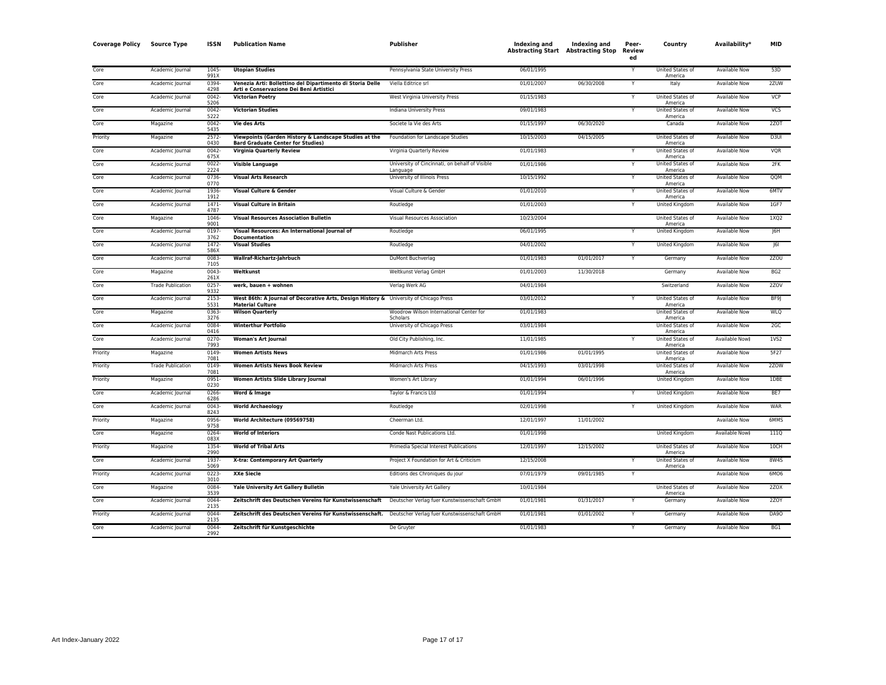| Coverage Policy | Source Type | ISSN | Publication Name | Publisher | Indexing and Abstracting Start | Indexing and Abstracting Stop | Peer-Reviewed | Country | Availability* | MID |
|---|---|---|---|---|---|---|---|---|---|---|
| Core | Academic Journal | 1045-991X | **Utopian Studies** | Pennsylvania State University Press | 06/01/1995 | | Y | United States of America | Available Now | 53D |
| Core | Academic Journal | 0394-4298 | **Venezia Arti: Bollettino del Dipartimento di Storia Delle Arti e Conservazione Dei Beni Artistici** | Viella Editrice srl | 01/01/2007 | 06/30/2008 | Y | Italy | Available Now | 2ZUW |
| Core | Academic Journal | 0042-5206 | **Victorian Poetry** | West Virginia University Press | 01/15/1983 | | Y | United States of America | Available Now | VCP |
| Core | Academic Journal | 0042-5222 | **Victorian Studies** | Indiana University Press | 09/01/1983 | | Y | United States of America | Available Now | VCS |
| Core | Magazine | 0042-5435 | **Vie des Arts** | Societe la Vie des Arts | 01/15/1997 | 06/30/2020 | | Canada | Available Now | 2ZOT |
| Priority | Magazine | 2572-0430 | **Viewpoints (Garden History & Landscape Studies at the Bard Graduate Center for Studies)** | Foundation for Landscape Studies | 10/15/2003 | 04/15/2005 | | United States of America | Available Now | D3UI |
| Core | Academic Journal | 0042-675X | **Virginia Quarterly Review** | Virginia Quarterly Review | 01/01/1983 | | Y | United States of America | Available Now | VQR |
| Core | Academic Journal | 0022-2224 | **Visible Language** | University of Cincinnati, on behalf of Visible Language | 01/01/1986 | | Y | United States of America | Available Now | 2FK |
| Core | Academic Journal | 0736-0770 | **Visual Arts Research** | University of Illinois Press | 10/15/1992 | | Y | United States of America | Available Now | QQM |
| Core | Academic Journal | 1936-1912 | **Visual Culture & Gender** | Visual Culture & Gender | 01/01/2010 | | Y | United States of America | Available Now | 6MTV |
| Core | Academic Journal | 1471-4787 | **Visual Culture in Britain** | Routledge | 01/01/2003 | | Y | United Kingdom | Available Now | 1GF7 |
| Core | Magazine | 1046-9001 | **Visual Resources Association Bulletin** | Visual Resources Association | 10/23/2004 | | | United States of America | Available Now | 1XQ2 |
| Core | Academic Journal | 0197-3762 | **Visual Resources: An International Journal of Documentation** | Routledge | 06/01/1995 | | Y | United Kingdom | Available Now | J6H |
| Core | Academic Journal | 1472-586X | **Visual Studies** | Routledge | 04/01/2002 | | Y | United Kingdom | Available Now | J6I |
| Core | Academic Journal | 0083-7105 | **Wallraf-Richartz-Jahrbuch** | DuMont Buchverlag | 01/01/1983 | 01/01/2017 | Y | Germany | Available Now | 2ZOU |
| Core | Magazine | 0043-261X | **Weltkunst** | Weltkunst Verlag GmbH | 01/01/2003 | 11/30/2018 | | Germany | Available Now | BG2 |
| Core | Trade Publication | 0257-9332 | **werk, bauen + wohnen** | Verlag Werk AG | 04/01/1984 | | | Switzerland | Available Now | 2ZOV |
| Core | Academic Journal | 2153-5531 | **West 86th: A Journal of Decorative Arts, Design History & Material Culture** | University of Chicago Press | 03/01/2012 | | Y | United States of America | Available Now | BF9J |
| Core | Magazine | 0363-3276 | **Wilson Quarterly** | Woodrow Wilson International Center for Scholars | 01/01/1983 | | | United States of America | Available Now | WLQ |
| Core | Academic Journal | 0084-0416 | **Winterthur Portfolio** | University of Chicago Press | 03/01/1984 | | | United States of America | Available Now | 2GC |
| Core | Academic Journal | 0270-7993 | **Woman's Art Journal** | Old City Publishing, Inc. | 11/01/1985 | | Y | United States of America | Available Now‡ | 1VS2 |
| Priority | Magazine | 0149-7081 | **Women Artists News** | Midmarch Arts Press | 01/01/1986 | 01/01/1995 | | United States of America | Available Now | 5F27 |
| Priority | Trade Publication | 0149-7081 | **Women Artists News Book Review** | Midmarch Arts Press | 04/15/1993 | 03/01/1998 | | United States of America | Available Now | 2ZOW |
| Priority | Magazine | 0951-0230 | **Women Artists Slide Library Journal** | Women's Art Library | 01/01/1994 | 06/01/1996 | | United Kingdom | Available Now | 1DBE |
| Core | Academic Journal | 0266-6286 | **Word & Image** | Taylor & Francis Ltd | 01/01/1994 | | Y | United Kingdom | Available Now | BE7 |
| Core | Academic Journal | 0043-8243 | **World Archaeology** | Routledge | 02/01/1998 | | Y | United Kingdom | Available Now | WAR |
| Priority | Magazine | 0956-9758 | **World Architecture (09569758)** | Cheerman Ltd. | 12/01/1997 | 11/01/2002 | | | Available Now | 6MMS |
| Core | Magazine | 0264-083X | **World of Interiors** | Conde Nast Publications Ltd. | 01/01/1998 | | | United Kingdom | Available Now‡ | 111Q |
| Priority | Magazine | 1354-2990 | **World of Tribal Arts** | Primedia Special Interest Publications | 12/01/1997 | 12/15/2002 | | United States of America | Available Now | 10CH |
| Core | Academic Journal | 1937-5069 | **X-tra: Contemporary Art Quarterly** | Project X Foundation for Art & Criticism | 12/15/2008 | | Y | United States of America | Available Now | 8W4S |
| Priority | Academic Journal | 0223-3010 | **XXe Siecle** | Editions des Chroniques du jour | 07/01/1979 | 09/01/1985 | Y | | Available Now | 6MO6 |
| Core | Magazine | 0084-3539 | **Yale University Art Gallery Bulletin** | Yale University Art Gallery | 10/01/1984 | | | United States of America | Available Now | 2ZOX |
| Core | Academic Journal | 0044-2135 | **Zeitschrift des Deutschen Vereins für Kunstwissenschaft** | Deutscher Verlag fuer Kunstwissenschaft GmbH | 01/01/1981 | 01/31/2017 | Y | Germany | Available Now | 2ZOY |
| Priority | Academic Journal | 0044-2135 | **Zeitschrift des Deutschen Vereins für Kunstwissenschaft.** | Deutscher Verlag fuer Kunstwissenschaft GmbH | 01/01/1981 | 01/01/2002 | Y | Germany | Available Now | DA9O |
| Core | Academic Journal | 0044-2992 | **Zeitschrift für Kunstgeschichte** | De Gruyter | 01/01/1983 | | Y | Germany | Available Now | BG1 |